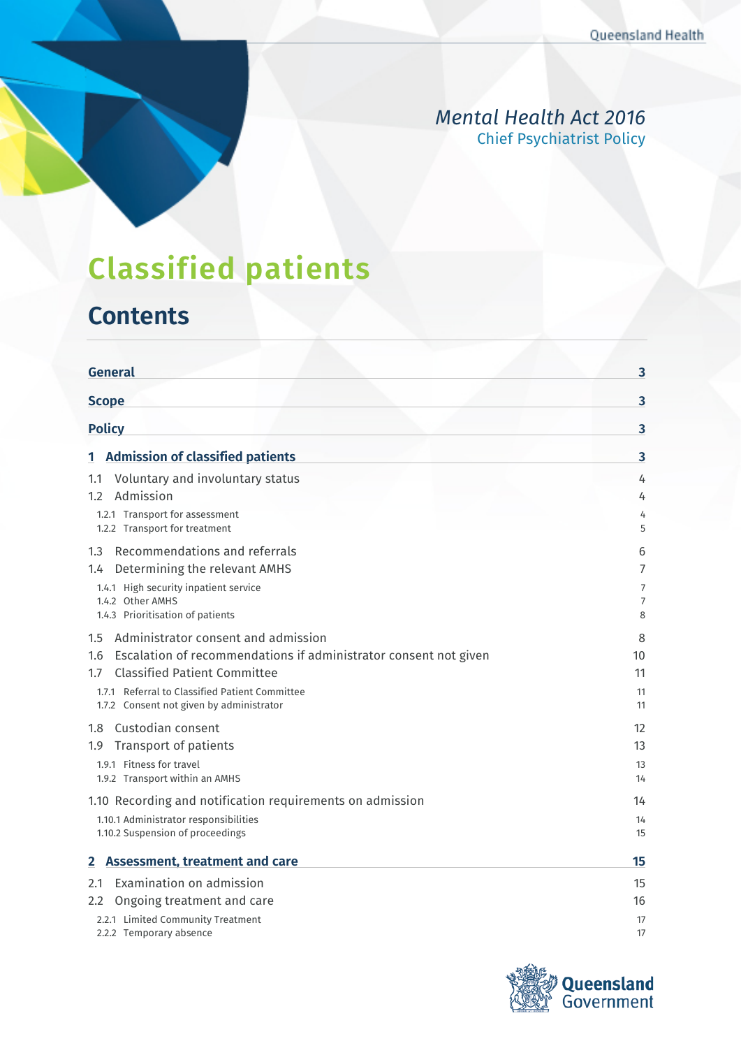*Mental Health Act 2016*
Chief Psychiatrist Policy

# Classified patients

## Contents

| | |
|---|---|
| **General** | **3** |
| **Scope** | **3** |
| **Policy** | **3** |
| **1 Admission of classified patients** | **3** |
| 1.1 Voluntary and involuntary status | 4 |
| 1.2 Admission | 4 |
| 1.2.1 Transport for assessment | 4 |
| 1.2.2 Transport for treatment | 5 |
| 1.3 Recommendations and referrals | 6 |
| 1.4 Determining the relevant AMHS | 7 |
| 1.4.1 High security inpatient service | 7 |
| 1.4.2 Other AMHS | 7 |
| 1.4.3 Prioritisation of patients | 8 |
| 1.5 Administrator consent and admission | 8 |
| 1.6 Escalation of recommendations if administrator consent not given | 10 |
| 1.7 Classified Patient Committee | 11 |
| 1.7.1 Referral to Classified Patient Committee | 11 |
| 1.7.2 Consent not given by administrator | 11 |
| 1.8 Custodian consent | 12 |
| 1.9 Transport of patients | 13 |
| 1.9.1 Fitness for travel | 13 |
| 1.9.2 Transport within an AMHS | 14 |
| 1.10 Recording and notification requirements on admission | 14 |
| 1.10.1 Administrator responsibilities | 14 |
| 1.10.2 Suspension of proceedings | 15 |
| **2 Assessment, treatment and care** | **15** |
| 2.1 Examination on admission | 15 |
| 2.2 Ongoing treatment and care | 16 |
| 2.2.1 Limited Community Treatment | 17 |
| 2.2.2 Temporary absence | 17 |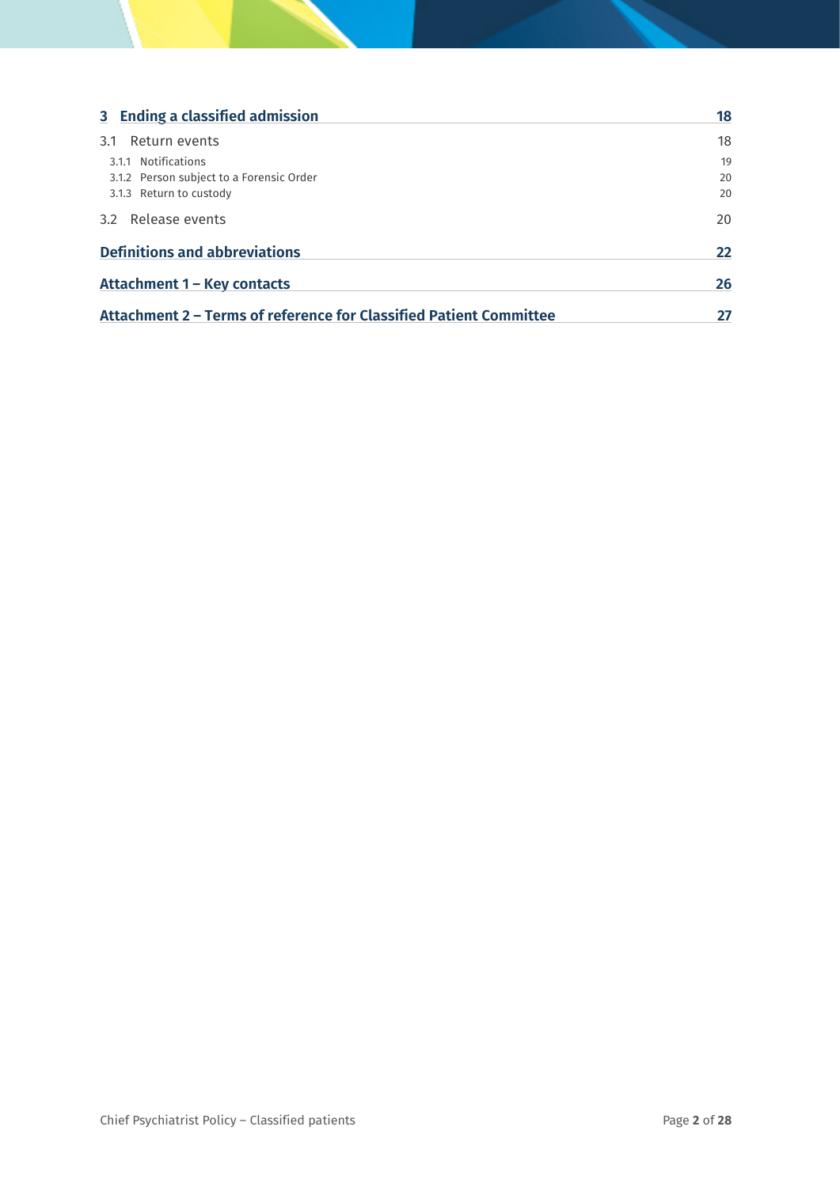3 Ending a classified admission 18

3.1 Return events 18

3.1.1 Notifications 19

3.1.2 Person subject to a Forensic Order 20

3.1.3 Return to custody 20

3.2 Release events 20

Definitions and abbreviations 22

Attachment 1 – Key contacts 26

Attachment 2 – Terms of reference for Classified Patient Committee 27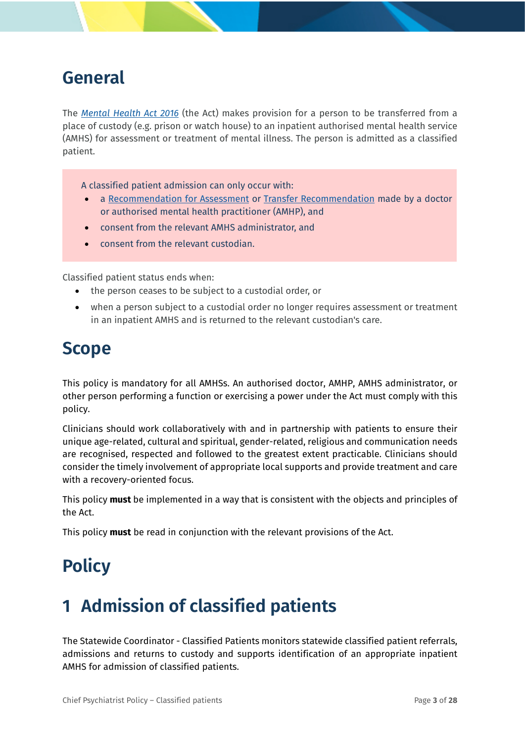# General

The *Mental Health Act 2016* (the Act) makes provision for a person to be transferred from a place of custody (e.g. prison or watch house) to an inpatient authorised mental health service (AMHS) for assessment or treatment of mental illness. The person is admitted as a classified patient.

> A classified patient admission can only occur with:
> - a Recommendation for Assessment or Transfer Recommendation made by a doctor or authorised mental health practitioner (AMHP), and
> - consent from the relevant AMHS administrator, and
> - consent from the relevant custodian.

Classified patient status ends when:

- the person ceases to be subject to a custodial order, or
- when a person subject to a custodial order no longer requires assessment or treatment in an inpatient AMHS and is returned to the relevant custodian's care.

# Scope

This policy is mandatory for all AMHSs. An authorised doctor, AMHP, AMHS administrator, or other person performing a function or exercising a power under the Act must comply with this policy.

Clinicians should work collaboratively with and in partnership with patients to ensure their unique age-related, cultural and spiritual, gender-related, religious and communication needs are recognised, respected and followed to the greatest extent practicable. Clinicians should consider the timely involvement of appropriate local supports and provide treatment and care with a recovery-oriented focus.

This policy **must** be implemented in a way that is consistent with the objects and principles of the Act.

This policy **must** be read in conjunction with the relevant provisions of the Act.

# Policy

# 1 Admission of classified patients

The Statewide Coordinator - Classified Patients monitors statewide classified patient referrals, admissions and returns to custody and supports identification of an appropriate inpatient AMHS for admission of classified patients.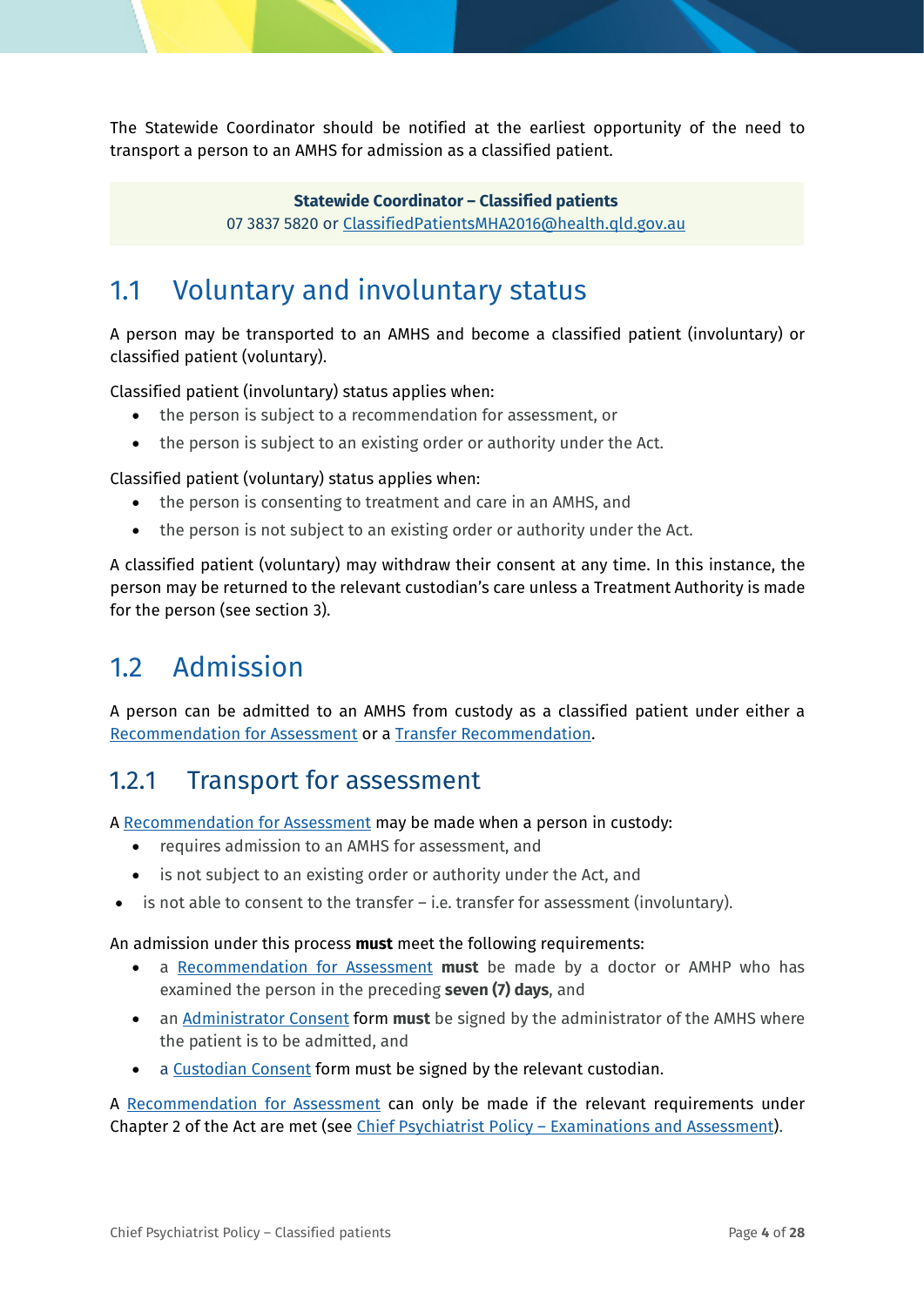The Statewide Coordinator should be notified at the earliest opportunity of the need to transport a person to an AMHS for admission as a classified patient.

> **Statewide Coordinator – Classified patients**
> 07 3837 5820 or ClassifiedPatientsMHA2016@health.qld.gov.au

## 1.1 Voluntary and involuntary status

A person may be transported to an AMHS and become a classified patient (involuntary) or classified patient (voluntary).

Classified patient (involuntary) status applies when:

- the person is subject to a recommendation for assessment, or
- the person is subject to an existing order or authority under the Act.

Classified patient (voluntary) status applies when:

- the person is consenting to treatment and care in an AMHS, and
- the person is not subject to an existing order or authority under the Act.

A classified patient (voluntary) may withdraw their consent at any time. In this instance, the person may be returned to the relevant custodian's care unless a Treatment Authority is made for the person (see section 3).

## 1.2 Admission

A person can be admitted to an AMHS from custody as a classified patient under either a Recommendation for Assessment or a Transfer Recommendation.

### 1.2.1 Transport for assessment

A Recommendation for Assessment may be made when a person in custody:

- requires admission to an AMHS for assessment, and
- is not subject to an existing order or authority under the Act, and
- is not able to consent to the transfer – i.e. transfer for assessment (involuntary).

An admission under this process **must** meet the following requirements:

- a Recommendation for Assessment **must** be made by a doctor or AMHP who has examined the person in the preceding **seven (7) days**, and
- an Administrator Consent form **must** be signed by the administrator of the AMHS where the patient is to be admitted, and
- a Custodian Consent form must be signed by the relevant custodian.

A Recommendation for Assessment can only be made if the relevant requirements under Chapter 2 of the Act are met (see Chief Psychiatrist Policy – Examinations and Assessment).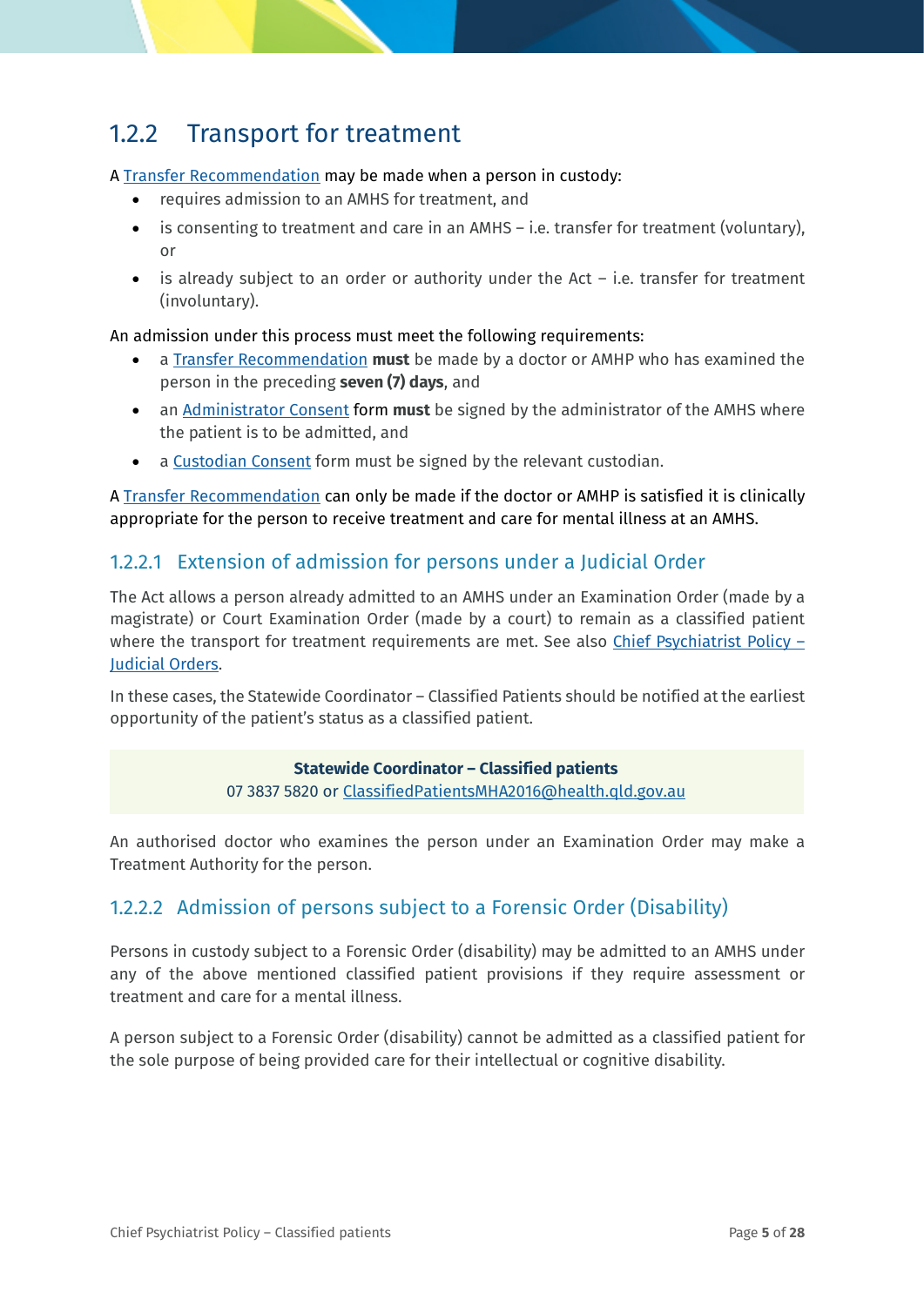## 1.2.2 Transport for treatment

A Transfer Recommendation may be made when a person in custody:

- requires admission to an AMHS for treatment, and
- is consenting to treatment and care in an AMHS – i.e. transfer for treatment (voluntary), or
- is already subject to an order or authority under the Act – i.e. transfer for treatment (involuntary).

An admission under this process must meet the following requirements:

- a Transfer Recommendation **must** be made by a doctor or AMHP who has examined the person in the preceding **seven (7) days**, and
- an Administrator Consent form **must** be signed by the administrator of the AMHS where the patient is to be admitted, and
- a Custodian Consent form must be signed by the relevant custodian.

A Transfer Recommendation can only be made if the doctor or AMHP is satisfied it is clinically appropriate for the person to receive treatment and care for mental illness at an AMHS.

### 1.2.2.1 Extension of admission for persons under a Judicial Order

The Act allows a person already admitted to an AMHS under an Examination Order (made by a magistrate) or Court Examination Order (made by a court) to remain as a classified patient where the transport for treatment requirements are met. See also Chief Psychiatrist Policy – Judicial Orders.

In these cases, the Statewide Coordinator – Classified Patients should be notified at the earliest opportunity of the patient's status as a classified patient.

**Statewide Coordinator – Classified patients**
07 3837 5820 or ClassifiedPatientsMHA2016@health.qld.gov.au

An authorised doctor who examines the person under an Examination Order may make a Treatment Authority for the person.

### 1.2.2.2 Admission of persons subject to a Forensic Order (Disability)

Persons in custody subject to a Forensic Order (disability) may be admitted to an AMHS under any of the above mentioned classified patient provisions if they require assessment or treatment and care for a mental illness.

A person subject to a Forensic Order (disability) cannot be admitted as a classified patient for the sole purpose of being provided care for their intellectual or cognitive disability.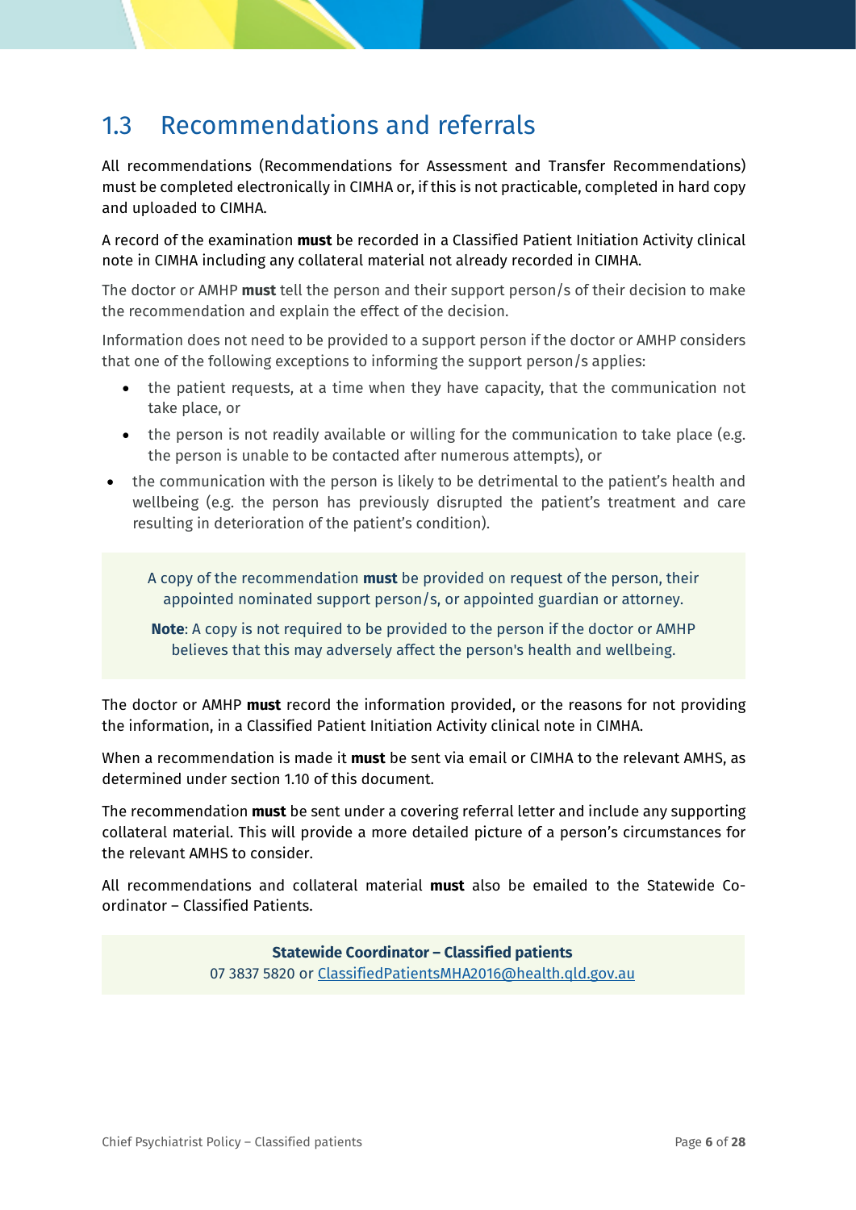## 1.3 Recommendations and referrals

All recommendations (Recommendations for Assessment and Transfer Recommendations) must be completed electronically in CIMHA or, if this is not practicable, completed in hard copy and uploaded to CIMHA.

A record of the examination **must** be recorded in a Classified Patient Initiation Activity clinical note in CIMHA including any collateral material not already recorded in CIMHA.

The doctor or AMHP **must** tell the person and their support person/s of their decision to make the recommendation and explain the effect of the decision.

Information does not need to be provided to a support person if the doctor or AMHP considers that one of the following exceptions to informing the support person/s applies:

- the patient requests, at a time when they have capacity, that the communication not take place, or
- the person is not readily available or willing for the communication to take place (e.g. the person is unable to be contacted after numerous attempts), or
- the communication with the person is likely to be detrimental to the patient's health and wellbeing (e.g. the person has previously disrupted the patient's treatment and care resulting in deterioration of the patient's condition).

A copy of the recommendation **must** be provided on request of the person, their appointed nominated support person/s, or appointed guardian or attorney.

**Note**: A copy is not required to be provided to the person if the doctor or AMHP believes that this may adversely affect the person's health and wellbeing.

The doctor or AMHP **must** record the information provided, or the reasons for not providing the information, in a Classified Patient Initiation Activity clinical note in CIMHA.

When a recommendation is made it **must** be sent via email or CIMHA to the relevant AMHS, as determined under section 1.10 of this document.

The recommendation **must** be sent under a covering referral letter and include any supporting collateral material. This will provide a more detailed picture of a person's circumstances for the relevant AMHS to consider.

All recommendations and collateral material **must** also be emailed to the Statewide Co-ordinator – Classified Patients.

**Statewide Coordinator – Classified patients**
07 3837 5820 or ClassifiedPatientsMHA2016@health.qld.gov.au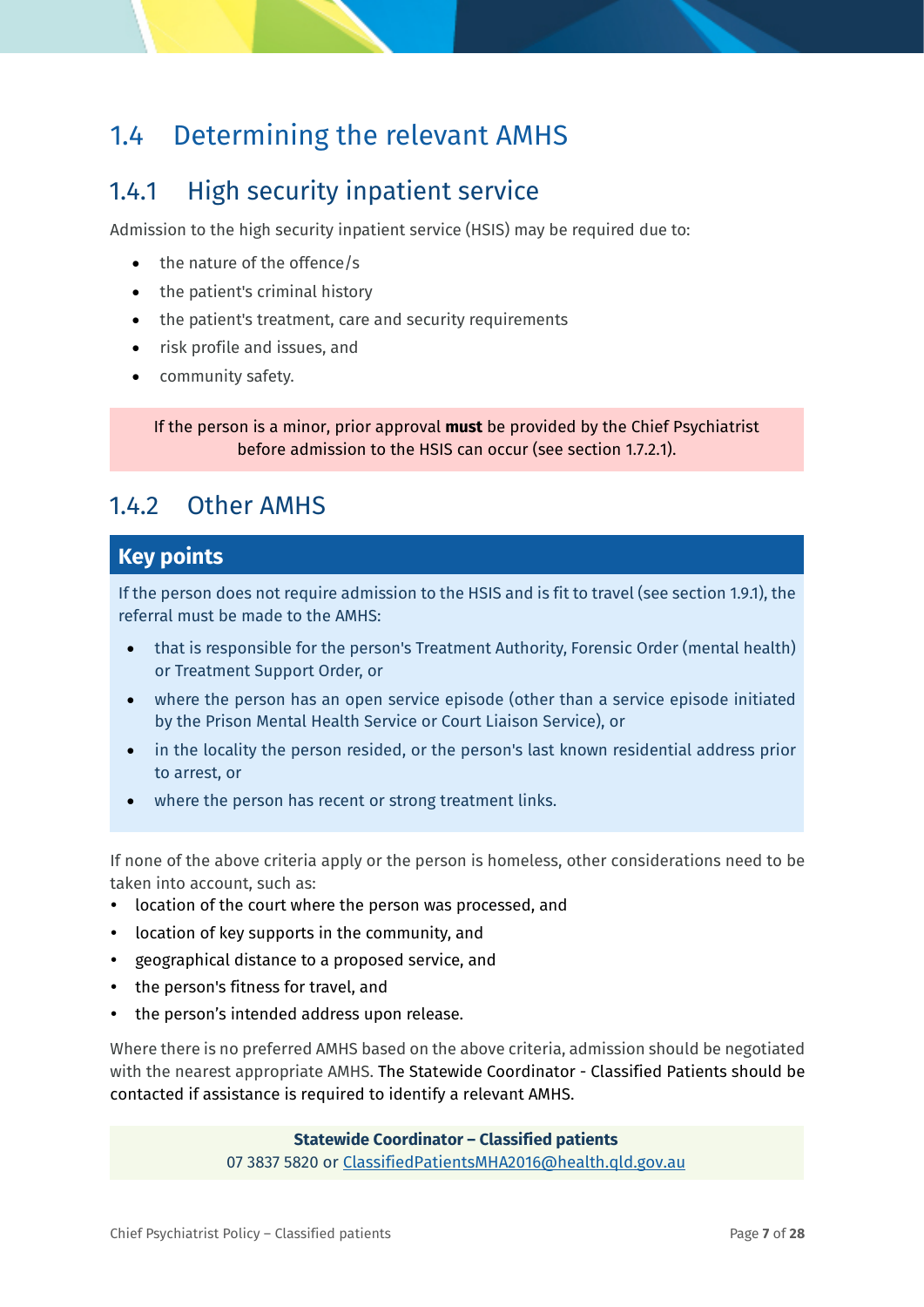## 1.4 Determining the relevant AMHS

### 1.4.1 High security inpatient service

Admission to the high security inpatient service (HSIS) may be required due to:

- the nature of the offence/s
- the patient's criminal history
- the patient's treatment, care and security requirements
- risk profile and issues, and
- community safety.

If the person is a minor, prior approval **must** be provided by the Chief Psychiatrist before admission to the HSIS can occur (see section 1.7.2.1).

### 1.4.2 Other AMHS

**Key points**

If the person does not require admission to the HSIS and is fit to travel (see section 1.9.1), the referral must be made to the AMHS:

- that is responsible for the person's Treatment Authority, Forensic Order (mental health) or Treatment Support Order, or
- where the person has an open service episode (other than a service episode initiated by the Prison Mental Health Service or Court Liaison Service), or
- in the locality the person resided, or the person's last known residential address prior to arrest, or
- where the person has recent or strong treatment links.

If none of the above criteria apply or the person is homeless, other considerations need to be taken into account, such as:

- location of the court where the person was processed, and
- location of key supports in the community, and
- geographical distance to a proposed service, and
- the person's fitness for travel, and
- the person's intended address upon release.

Where there is no preferred AMHS based on the above criteria, admission should be negotiated with the nearest appropriate AMHS. The Statewide Coordinator - Classified Patients should be contacted if assistance is required to identify a relevant AMHS.

**Statewide Coordinator – Classified patients**
07 3837 5820 or ClassifiedPatientsMHA2016@health.qld.gov.au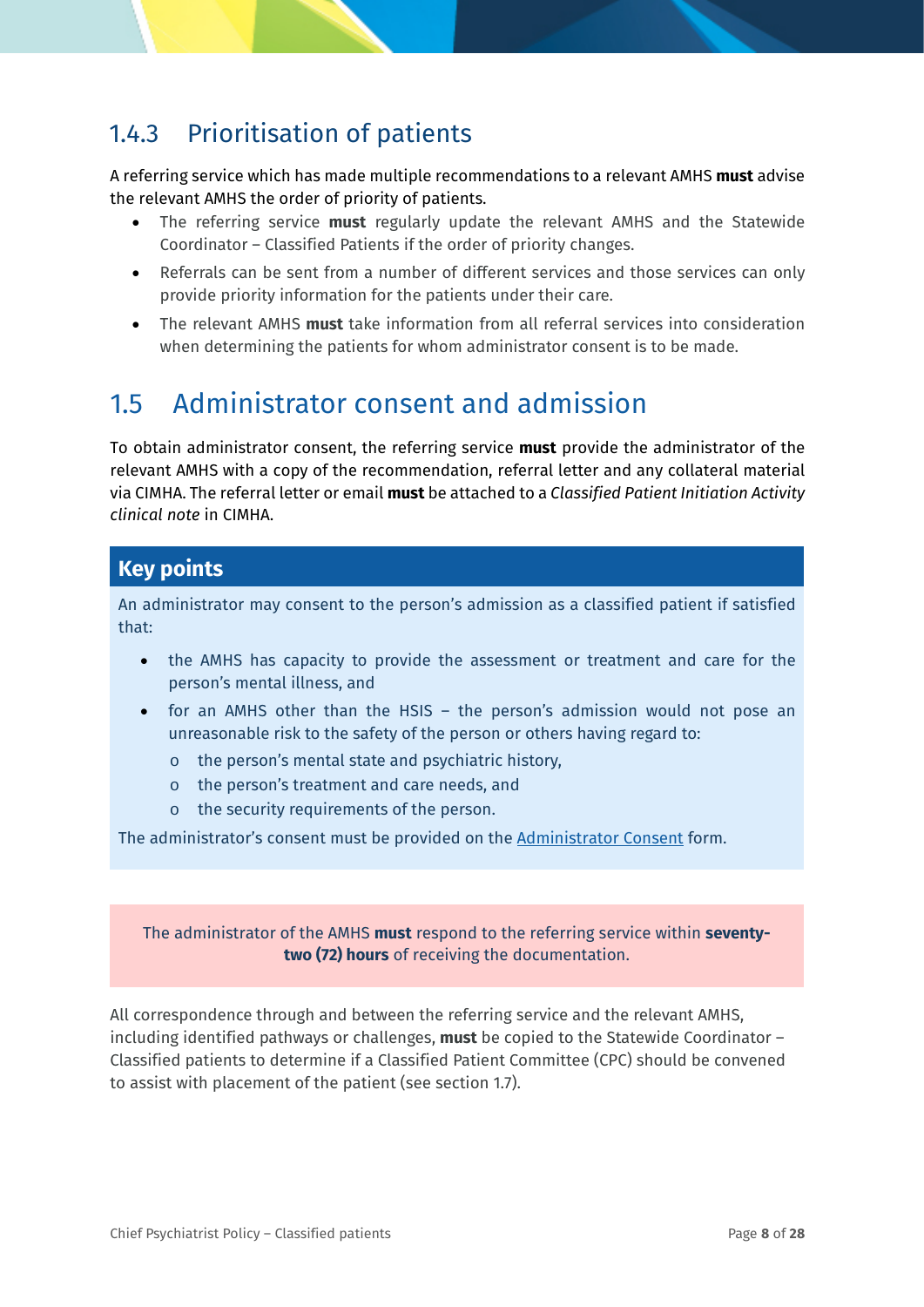### 1.4.3 Prioritisation of patients

A referring service which has made multiple recommendations to a relevant AMHS **must** advise the relevant AMHS the order of priority of patients.

- The referring service **must** regularly update the relevant AMHS and the Statewide Coordinator – Classified Patients if the order of priority changes.
- Referrals can be sent from a number of different services and those services can only provide priority information for the patients under their care.
- The relevant AMHS **must** take information from all referral services into consideration when determining the patients for whom administrator consent is to be made.

## 1.5 Administrator consent and admission

To obtain administrator consent, the referring service **must** provide the administrator of the relevant AMHS with a copy of the recommendation, referral letter and any collateral material via CIMHA. The referral letter or email **must** be attached to a *Classified Patient Initiation Activity clinical note* in CIMHA.

**Key points**

An administrator may consent to the person's admission as a classified patient if satisfied that:

- the AMHS has capacity to provide the assessment or treatment and care for the person's mental illness, and
- for an AMHS other than the HSIS – the person's admission would not pose an unreasonable risk to the safety of the person or others having regard to:
  - the person's mental state and psychiatric history,
  - the person's treatment and care needs, and
  - the security requirements of the person.

The administrator's consent must be provided on the Administrator Consent form.

The administrator of the AMHS **must** respond to the referring service within **seventy-two (72) hours** of receiving the documentation.

All correspondence through and between the referring service and the relevant AMHS, including identified pathways or challenges, **must** be copied to the Statewide Coordinator – Classified patients to determine if a Classified Patient Committee (CPC) should be convened to assist with placement of the patient (see section 1.7).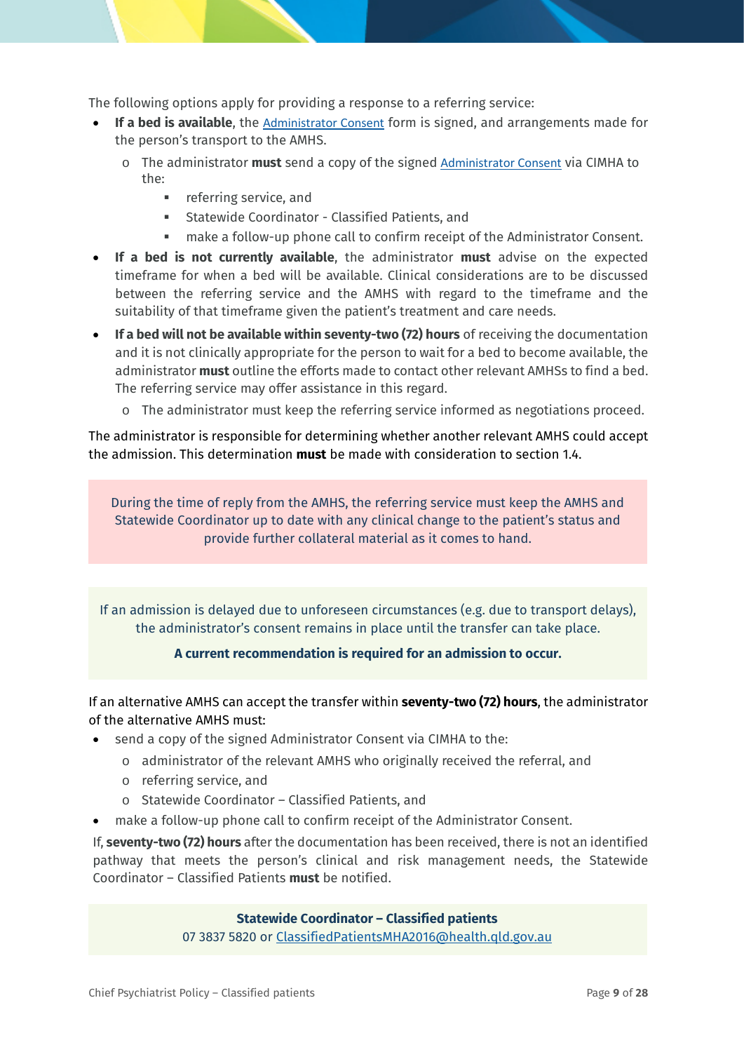The following options apply for providing a response to a referring service:

- **If a bed is available**, the Administrator Consent form is signed, and arrangements made for the person's transport to the AMHS.
  - The administrator **must** send a copy of the signed Administrator Consent via CIMHA to the:
    - referring service, and
    - Statewide Coordinator - Classified Patients, and
    - make a follow-up phone call to confirm receipt of the Administrator Consent.
- **If a bed is not currently available**, the administrator **must** advise on the expected timeframe for when a bed will be available. Clinical considerations are to be discussed between the referring service and the AMHS with regard to the timeframe and the suitability of that timeframe given the patient's treatment and care needs.
- **If a bed will not be available within seventy-two (72) hours** of receiving the documentation and it is not clinically appropriate for the person to wait for a bed to become available, the administrator **must** outline the efforts made to contact other relevant AMHSs to find a bed. The referring service may offer assistance in this regard.
  - The administrator must keep the referring service informed as negotiations proceed.

The administrator is responsible for determining whether another relevant AMHS could accept the admission. This determination **must** be made with consideration to section 1.4.

> During the time of reply from the AMHS, the referring service must keep the AMHS and Statewide Coordinator up to date with any clinical change to the patient's status and provide further collateral material as it comes to hand.

> If an admission is delayed due to unforeseen circumstances (e.g. due to transport delays), the administrator's consent remains in place until the transfer can take place.
>
> **A current recommendation is required for an admission to occur.**

If an alternative AMHS can accept the transfer within **seventy-two (72) hours**, the administrator of the alternative AMHS must:

- send a copy of the signed Administrator Consent via CIMHA to the:
  - administrator of the relevant AMHS who originally received the referral, and
  - referring service, and
  - Statewide Coordinator – Classified Patients, and
- make a follow-up phone call to confirm receipt of the Administrator Consent.

If, **seventy-two (72) hours** after the documentation has been received, there is not an identified pathway that meets the person's clinical and risk management needs, the Statewide Coordinator – Classified Patients **must** be notified.

> **Statewide Coordinator – Classified patients**
> 07 3837 5820 or ClassifiedPatientsMHA2016@health.qld.gov.au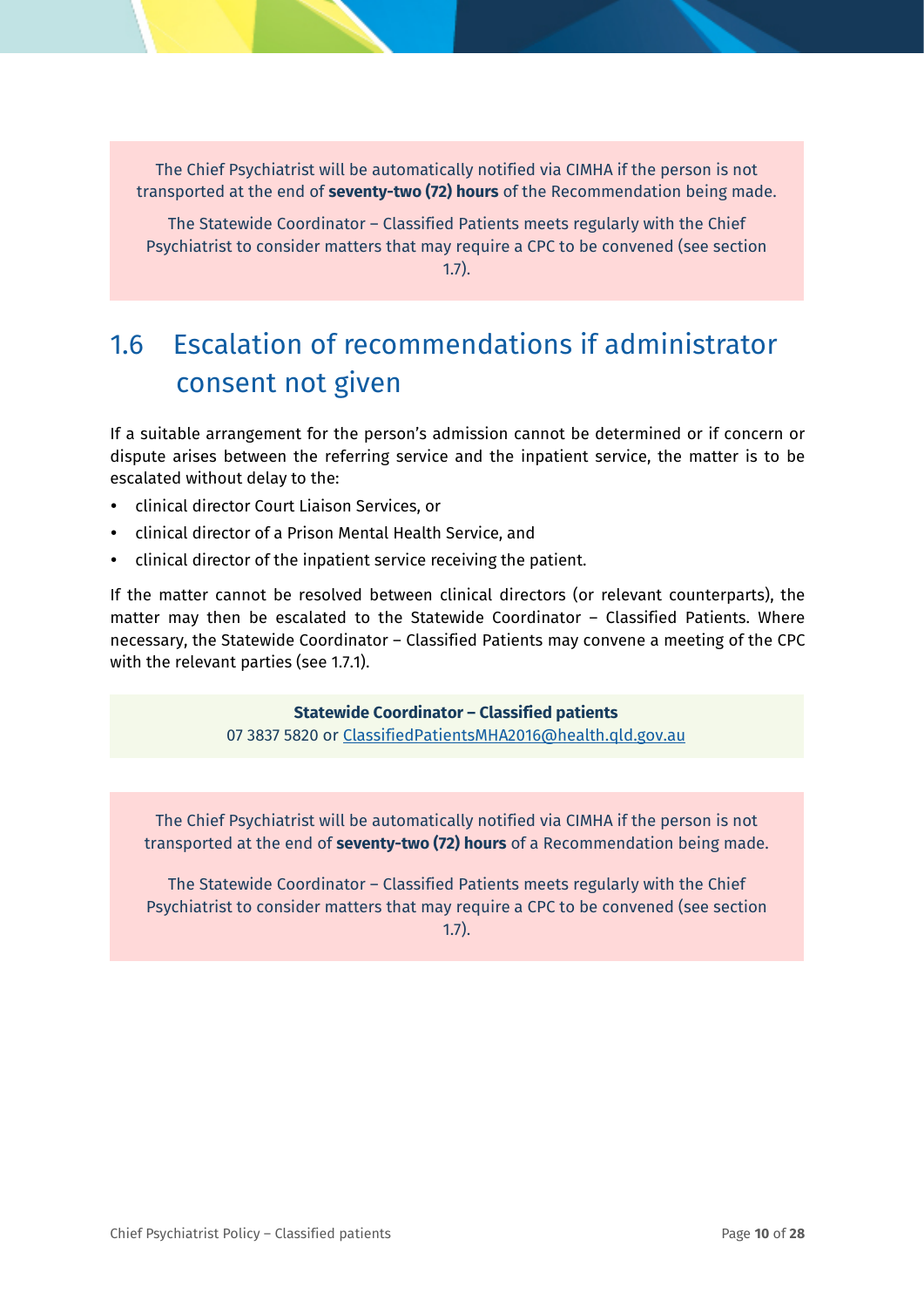The Chief Psychiatrist will be automatically notified via CIMHA if the person is not transported at the end of **seventy-two (72) hours** of the Recommendation being made.

The Statewide Coordinator – Classified Patients meets regularly with the Chief Psychiatrist to consider matters that may require a CPC to be convened (see section 1.7).

## 1.6 Escalation of recommendations if administrator consent not given

If a suitable arrangement for the person's admission cannot be determined or if concern or dispute arises between the referring service and the inpatient service, the matter is to be escalated without delay to the:

- clinical director Court Liaison Services, or
- clinical director of a Prison Mental Health Service, and
- clinical director of the inpatient service receiving the patient.

If the matter cannot be resolved between clinical directors (or relevant counterparts), the matter may then be escalated to the Statewide Coordinator – Classified Patients. Where necessary, the Statewide Coordinator – Classified Patients may convene a meeting of the CPC with the relevant parties (see 1.7.1).

**Statewide Coordinator – Classified patients**
07 3837 5820 or ClassifiedPatientsMHA2016@health.qld.gov.au

The Chief Psychiatrist will be automatically notified via CIMHA if the person is not transported at the end of **seventy-two (72) hours** of a Recommendation being made.

The Statewide Coordinator – Classified Patients meets regularly with the Chief Psychiatrist to consider matters that may require a CPC to be convened (see section 1.7).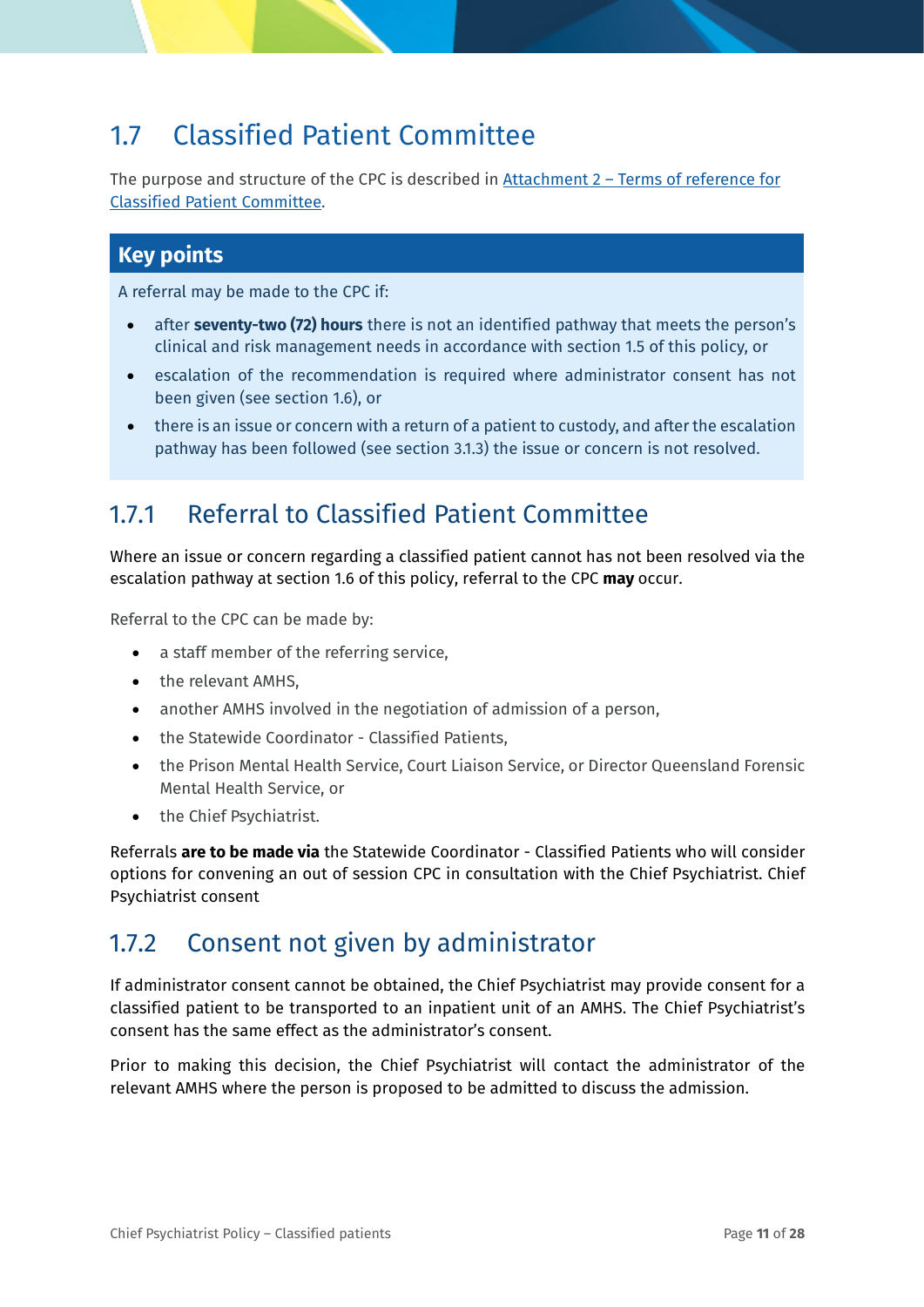## 1.7 Classified Patient Committee

The purpose and structure of the CPC is described in [Attachment 2 – Terms of reference for Classified Patient Committee].

### Key points

A referral may be made to the CPC if:

- after **seventy-two (72) hours** there is not an identified pathway that meets the person's clinical and risk management needs in accordance with section 1.5 of this policy, or
- escalation of the recommendation is required where administrator consent has not been given (see section 1.6), or
- there is an issue or concern with a return of a patient to custody, and after the escalation pathway has been followed (see section 3.1.3) the issue or concern is not resolved.

### 1.7.1 Referral to Classified Patient Committee

Where an issue or concern regarding a classified patient cannot has not been resolved via the escalation pathway at section 1.6 of this policy, referral to the CPC **may** occur.

Referral to the CPC can be made by:

- a staff member of the referring service,
- the relevant AMHS,
- another AMHS involved in the negotiation of admission of a person,
- the Statewide Coordinator - Classified Patients,
- the Prison Mental Health Service, Court Liaison Service, or Director Queensland Forensic Mental Health Service, or
- the Chief Psychiatrist.

Referrals **are to be made via** the Statewide Coordinator - Classified Patients who will consider options for convening an out of session CPC in consultation with the Chief Psychiatrist. Chief Psychiatrist consent

### 1.7.2 Consent not given by administrator

If administrator consent cannot be obtained, the Chief Psychiatrist may provide consent for a classified patient to be transported to an inpatient unit of an AMHS. The Chief Psychiatrist's consent has the same effect as the administrator's consent.

Prior to making this decision, the Chief Psychiatrist will contact the administrator of the relevant AMHS where the person is proposed to be admitted to discuss the admission.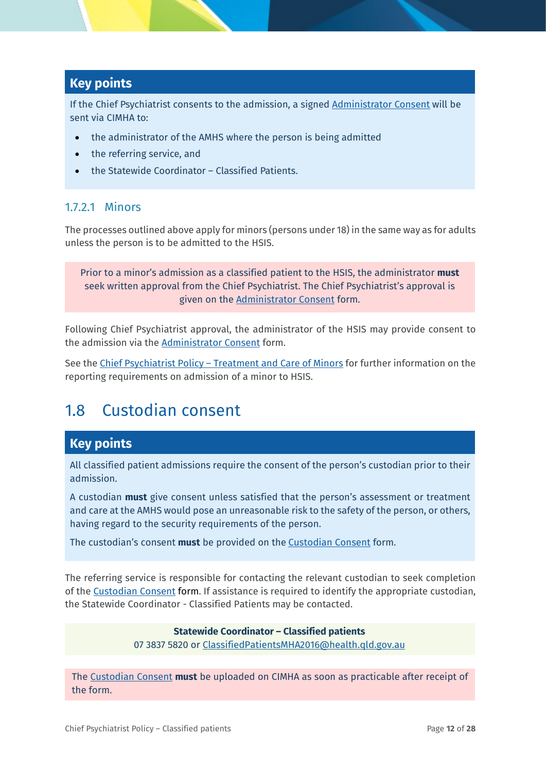**Key points**

If the Chief Psychiatrist consents to the admission, a signed Administrator Consent will be sent via CIMHA to:

- the administrator of the AMHS where the person is being admitted
- the referring service, and
- the Statewide Coordinator – Classified Patients.

### 1.7.2.1 Minors

The processes outlined above apply for minors (persons under 18) in the same way as for adults unless the person is to be admitted to the HSIS.

Prior to a minor's admission as a classified patient to the HSIS, the administrator **must** seek written approval from the Chief Psychiatrist. The Chief Psychiatrist's approval is given on the Administrator Consent form.

Following Chief Psychiatrist approval, the administrator of the HSIS may provide consent to the admission via the Administrator Consent form.

See the Chief Psychiatrist Policy – Treatment and Care of Minors for further information on the reporting requirements on admission of a minor to HSIS.

## 1.8 Custodian consent

**Key points**

All classified patient admissions require the consent of the person's custodian prior to their admission.

A custodian **must** give consent unless satisfied that the person's assessment or treatment and care at the AMHS would pose an unreasonable risk to the safety of the person, or others, having regard to the security requirements of the person.

The custodian's consent **must** be provided on the Custodian Consent form.

The referring service is responsible for contacting the relevant custodian to seek completion of the Custodian Consent form. If assistance is required to identify the appropriate custodian, the Statewide Coordinator - Classified Patients may be contacted.

**Statewide Coordinator – Classified patients**
07 3837 5820 or ClassifiedPatientsMHA2016@health.qld.gov.au

The Custodian Consent **must** be uploaded on CIMHA as soon as practicable after receipt of the form.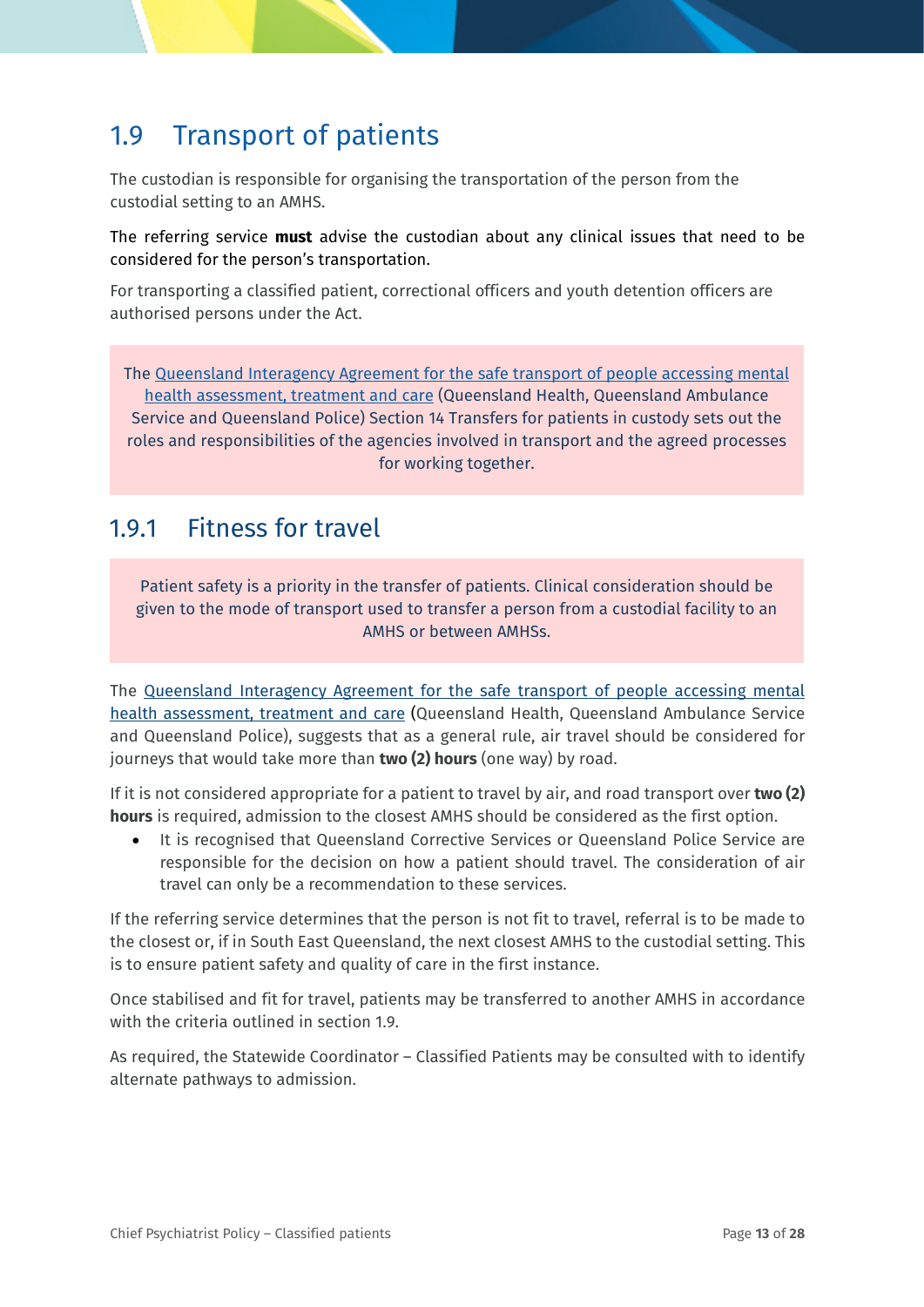## 1.9 Transport of patients

The custodian is responsible for organising the transportation of the person from the custodial setting to an AMHS.

The referring service **must** advise the custodian about any clinical issues that need to be considered for the person's transportation.

For transporting a classified patient, correctional officers and youth detention officers are authorised persons under the Act.

> The Queensland Interagency Agreement for the safe transport of people accessing mental health assessment, treatment and care (Queensland Health, Queensland Ambulance Service and Queensland Police) Section 14 Transfers for patients in custody sets out the roles and responsibilities of the agencies involved in transport and the agreed processes for working together.

### 1.9.1 Fitness for travel

> Patient safety is a priority in the transfer of patients. Clinical consideration should be given to the mode of transport used to transfer a person from a custodial facility to an AMHS or between AMHSs.

The Queensland Interagency Agreement for the safe transport of people accessing mental health assessment, treatment and care (Queensland Health, Queensland Ambulance Service and Queensland Police), suggests that as a general rule, air travel should be considered for journeys that would take more than **two (2) hours** (one way) by road.

If it is not considered appropriate for a patient to travel by air, and road transport over **two (2) hours** is required, admission to the closest AMHS should be considered as the first option.

- It is recognised that Queensland Corrective Services or Queensland Police Service are responsible for the decision on how a patient should travel. The consideration of air travel can only be a recommendation to these services.

If the referring service determines that the person is not fit to travel, referral is to be made to the closest or, if in South East Queensland, the next closest AMHS to the custodial setting. This is to ensure patient safety and quality of care in the first instance.

Once stabilised and fit for travel, patients may be transferred to another AMHS in accordance with the criteria outlined in section 1.9.

As required, the Statewide Coordinator – Classified Patients may be consulted with to identify alternate pathways to admission.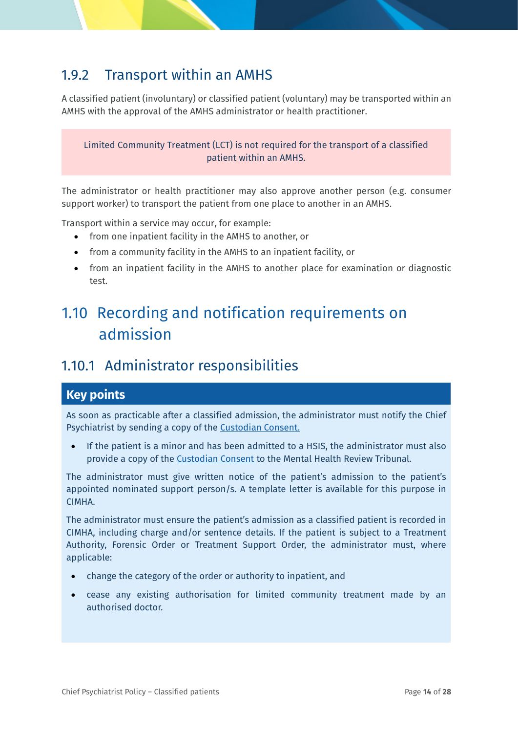### 1.9.2 Transport within an AMHS

A classified patient (involuntary) or classified patient (voluntary) may be transported within an AMHS with the approval of the AMHS administrator or health practitioner.

> Limited Community Treatment (LCT) is not required for the transport of a classified patient within an AMHS.

The administrator or health practitioner may also approve another person (e.g. consumer support worker) to transport the patient from one place to another in an AMHS.

Transport within a service may occur, for example:

- from one inpatient facility in the AMHS to another, or
- from a community facility in the AMHS to an inpatient facility, or
- from an inpatient facility in the AMHS to another place for examination or diagnostic test.

## 1.10 Recording and notification requirements on admission

### 1.10.1 Administrator responsibilities

**Key points**

As soon as practicable after a classified admission, the administrator must notify the Chief Psychiatrist by sending a copy of the Custodian Consent.

- If the patient is a minor and has been admitted to a HSIS, the administrator must also provide a copy of the Custodian Consent to the Mental Health Review Tribunal.

The administrator must give written notice of the patient's admission to the patient's appointed nominated support person/s. A template letter is available for this purpose in CIMHA.

The administrator must ensure the patient's admission as a classified patient is recorded in CIMHA, including charge and/or sentence details. If the patient is subject to a Treatment Authority, Forensic Order or Treatment Support Order, the administrator must, where applicable:

- change the category of the order or authority to inpatient, and
- cease any existing authorisation for limited community treatment made by an authorised doctor.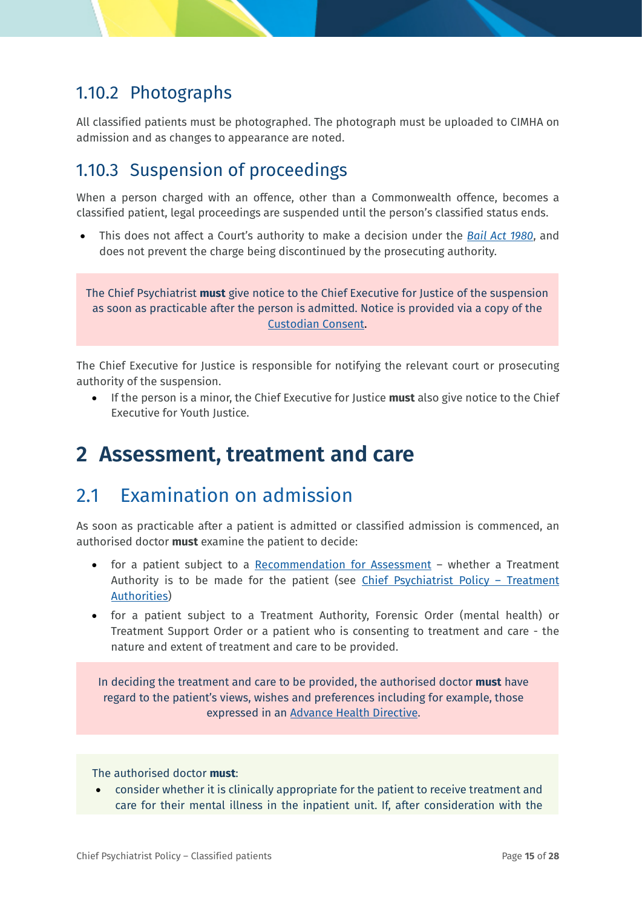### 1.10.2 Photographs

All classified patients must be photographed. The photograph must be uploaded to CIMHA on admission and as changes to appearance are noted.

### 1.10.3 Suspension of proceedings

When a person charged with an offence, other than a Commonwealth offence, becomes a classified patient, legal proceedings are suspended until the person's classified status ends.

- This does not affect a Court's authority to make a decision under the *Bail Act 1980*, and does not prevent the charge being discontinued by the prosecuting authority.

The Chief Psychiatrist **must** give notice to the Chief Executive for Justice of the suspension as soon as practicable after the person is admitted. Notice is provided via a copy of the Custodian Consent.

The Chief Executive for Justice is responsible for notifying the relevant court or prosecuting authority of the suspension.

- If the person is a minor, the Chief Executive for Justice **must** also give notice to the Chief Executive for Youth Justice.

# 2 Assessment, treatment and care

## 2.1 Examination on admission

As soon as practicable after a patient is admitted or classified admission is commenced, an authorised doctor **must** examine the patient to decide:

- for a patient subject to a Recommendation for Assessment – whether a Treatment Authority is to be made for the patient (see Chief Psychiatrist Policy – Treatment Authorities)
- for a patient subject to a Treatment Authority, Forensic Order (mental health) or Treatment Support Order or a patient who is consenting to treatment and care - the nature and extent of treatment and care to be provided.

In deciding the treatment and care to be provided, the authorised doctor **must** have regard to the patient's views, wishes and preferences including for example, those expressed in an Advance Health Directive.

The authorised doctor **must**:

- consider whether it is clinically appropriate for the patient to receive treatment and care for their mental illness in the inpatient unit. If, after consideration with the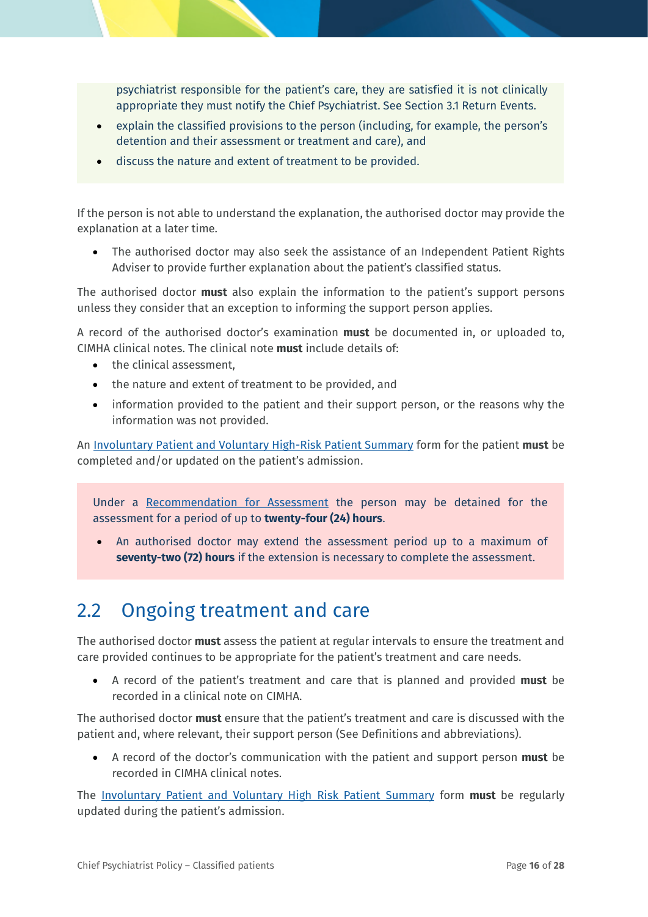psychiatrist responsible for the patient's care, they are satisfied it is not clinically appropriate they must notify the Chief Psychiatrist. See Section 3.1 Return Events.

- explain the classified provisions to the person (including, for example, the person's detention and their assessment or treatment and care), and
- discuss the nature and extent of treatment to be provided.

If the person is not able to understand the explanation, the authorised doctor may provide the explanation at a later time.

- The authorised doctor may also seek the assistance of an Independent Patient Rights Adviser to provide further explanation about the patient's classified status.

The authorised doctor **must** also explain the information to the patient's support persons unless they consider that an exception to informing the support person applies.

A record of the authorised doctor's examination **must** be documented in, or uploaded to, CIMHA clinical notes. The clinical note **must** include details of:

- the clinical assessment,
- the nature and extent of treatment to be provided, and
- information provided to the patient and their support person, or the reasons why the information was not provided.

An Involuntary Patient and Voluntary High-Risk Patient Summary form for the patient **must** be completed and/or updated on the patient's admission.

Under a Recommendation for Assessment the person may be detained for the assessment for a period of up to **twenty-four (24) hours**.

- An authorised doctor may extend the assessment period up to a maximum of **seventy-two (72) hours** if the extension is necessary to complete the assessment.

## 2.2 Ongoing treatment and care

The authorised doctor **must** assess the patient at regular intervals to ensure the treatment and care provided continues to be appropriate for the patient's treatment and care needs.

- A record of the patient's treatment and care that is planned and provided **must** be recorded in a clinical note on CIMHA.

The authorised doctor **must** ensure that the patient's treatment and care is discussed with the patient and, where relevant, their support person (See Definitions and abbreviations).

- A record of the doctor's communication with the patient and support person **must** be recorded in CIMHA clinical notes.

The Involuntary Patient and Voluntary High Risk Patient Summary form **must** be regularly updated during the patient's admission.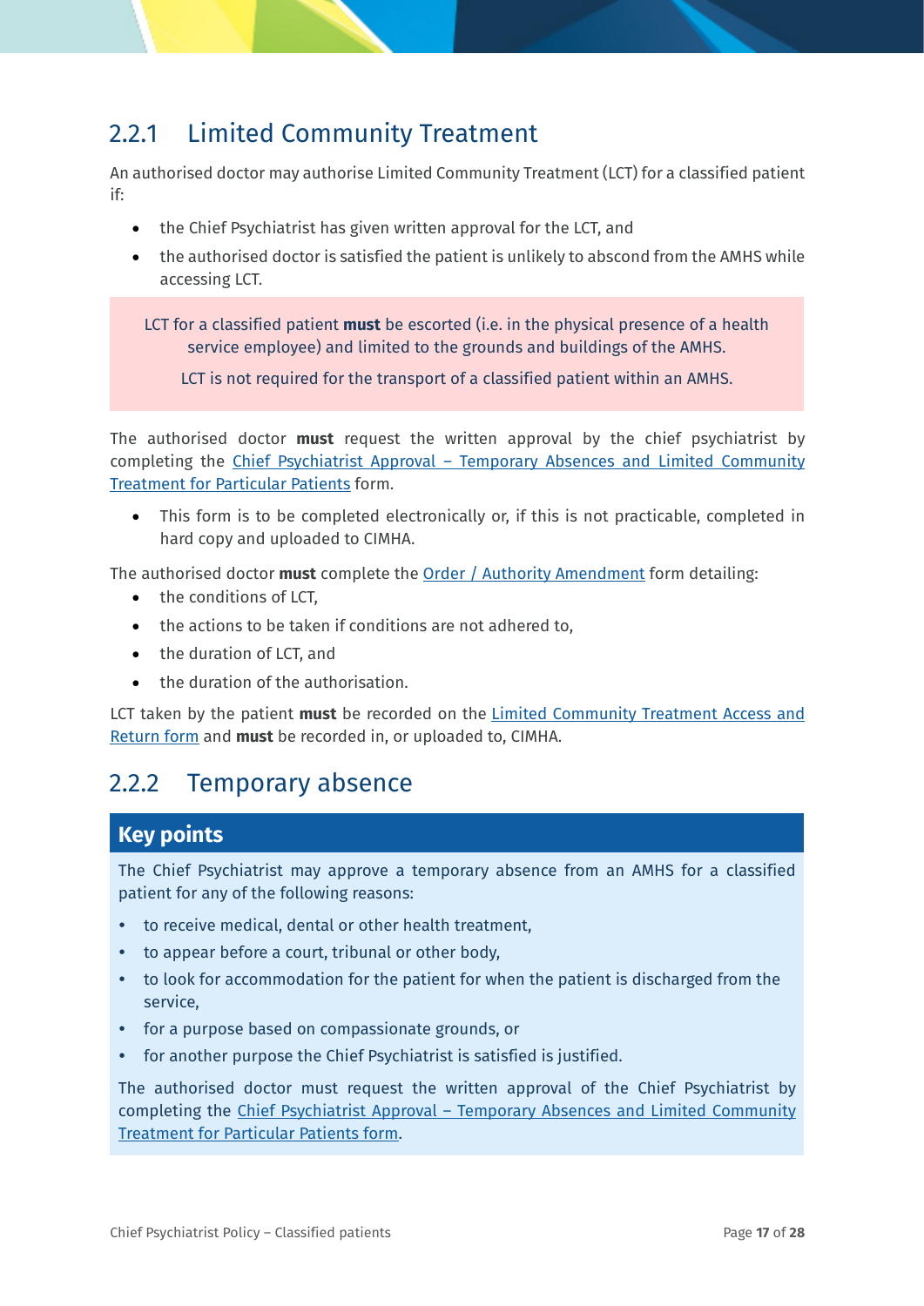## 2.2.1 Limited Community Treatment

An authorised doctor may authorise Limited Community Treatment (LCT) for a classified patient if:

- the Chief Psychiatrist has given written approval for the LCT, and
- the authorised doctor is satisfied the patient is unlikely to abscond from the AMHS while accessing LCT.

> LCT for a classified patient **must** be escorted (i.e. in the physical presence of a health service employee) and limited to the grounds and buildings of the AMHS.
>
> LCT is not required for the transport of a classified patient within an AMHS.

The authorised doctor **must** request the written approval by the chief psychiatrist by completing the Chief Psychiatrist Approval – Temporary Absences and Limited Community Treatment for Particular Patients form.

- This form is to be completed electronically or, if this is not practicable, completed in hard copy and uploaded to CIMHA.

The authorised doctor **must** complete the Order / Authority Amendment form detailing:

- the conditions of LCT,
- the actions to be taken if conditions are not adhered to,
- the duration of LCT, and
- the duration of the authorisation.

LCT taken by the patient **must** be recorded on the Limited Community Treatment Access and Return form and **must** be recorded in, or uploaded to, CIMHA.

## 2.2.2 Temporary absence

**Key points**

The Chief Psychiatrist may approve a temporary absence from an AMHS for a classified patient for any of the following reasons:

- to receive medical, dental or other health treatment,
- to appear before a court, tribunal or other body,
- to look for accommodation for the patient for when the patient is discharged from the service,
- for a purpose based on compassionate grounds, or
- for another purpose the Chief Psychiatrist is satisfied is justified.

The authorised doctor must request the written approval of the Chief Psychiatrist by completing the Chief Psychiatrist Approval – Temporary Absences and Limited Community Treatment for Particular Patients form.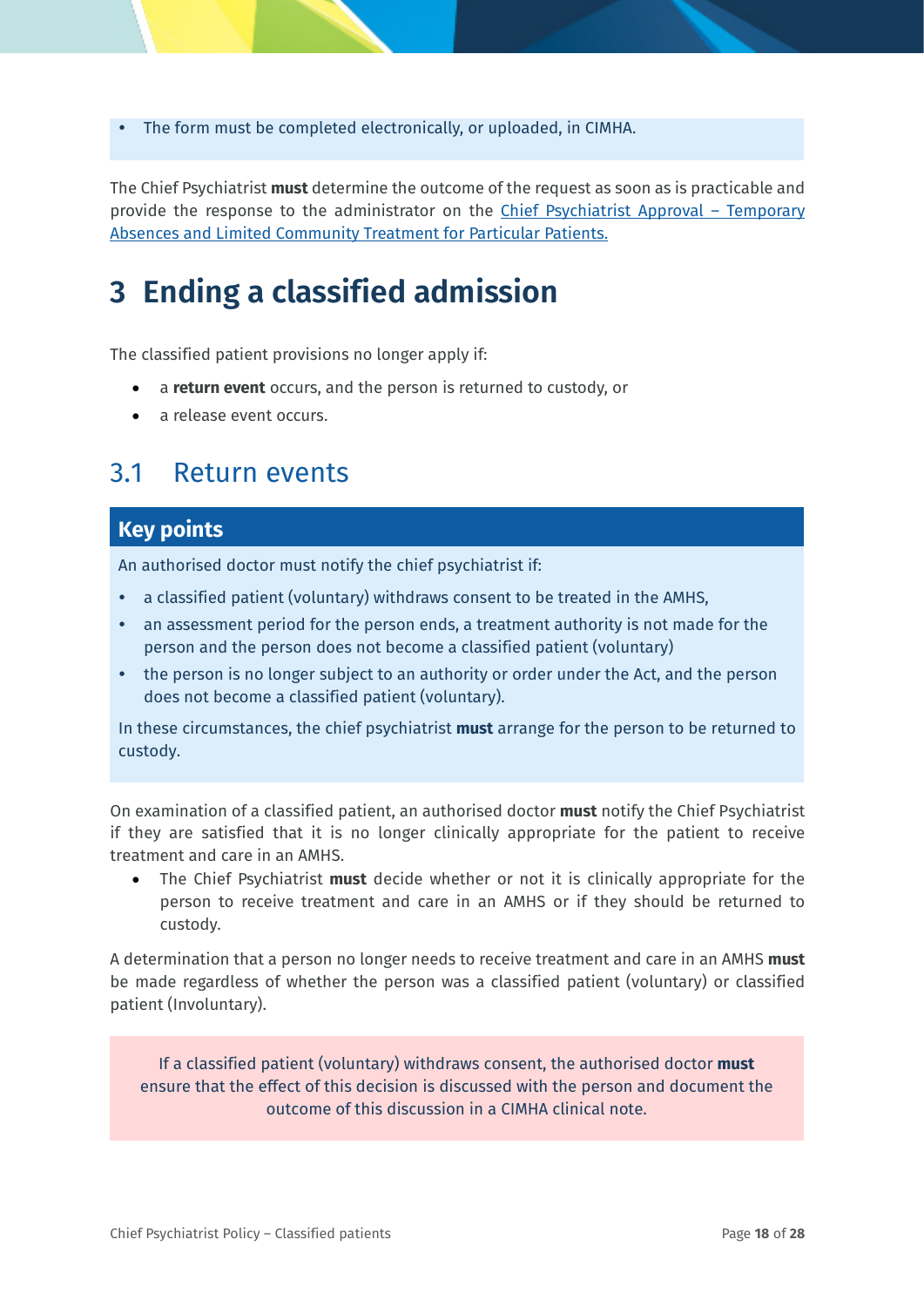- The form must be completed electronically, or uploaded, in CIMHA.

The Chief Psychiatrist **must** determine the outcome of the request as soon as is practicable and provide the response to the administrator on the Chief Psychiatrist Approval – Temporary Absences and Limited Community Treatment for Particular Patients.

# 3 Ending a classified admission

The classified patient provisions no longer apply if:

- a **return event** occurs, and the person is returned to custody, or
- a release event occurs.

## 3.1 Return events

### Key points

An authorised doctor must notify the chief psychiatrist if:

- a classified patient (voluntary) withdraws consent to be treated in the AMHS,
- an assessment period for the person ends, a treatment authority is not made for the person and the person does not become a classified patient (voluntary)
- the person is no longer subject to an authority or order under the Act, and the person does not become a classified patient (voluntary).

In these circumstances, the chief psychiatrist **must** arrange for the person to be returned to custody.

On examination of a classified patient, an authorised doctor **must** notify the Chief Psychiatrist if they are satisfied that it is no longer clinically appropriate for the patient to receive treatment and care in an AMHS.

- The Chief Psychiatrist **must** decide whether or not it is clinically appropriate for the person to receive treatment and care in an AMHS or if they should be returned to custody.

A determination that a person no longer needs to receive treatment and care in an AMHS **must** be made regardless of whether the person was a classified patient (voluntary) or classified patient (Involuntary).

If a classified patient (voluntary) withdraws consent, the authorised doctor **must** ensure that the effect of this decision is discussed with the person and document the outcome of this discussion in a CIMHA clinical note.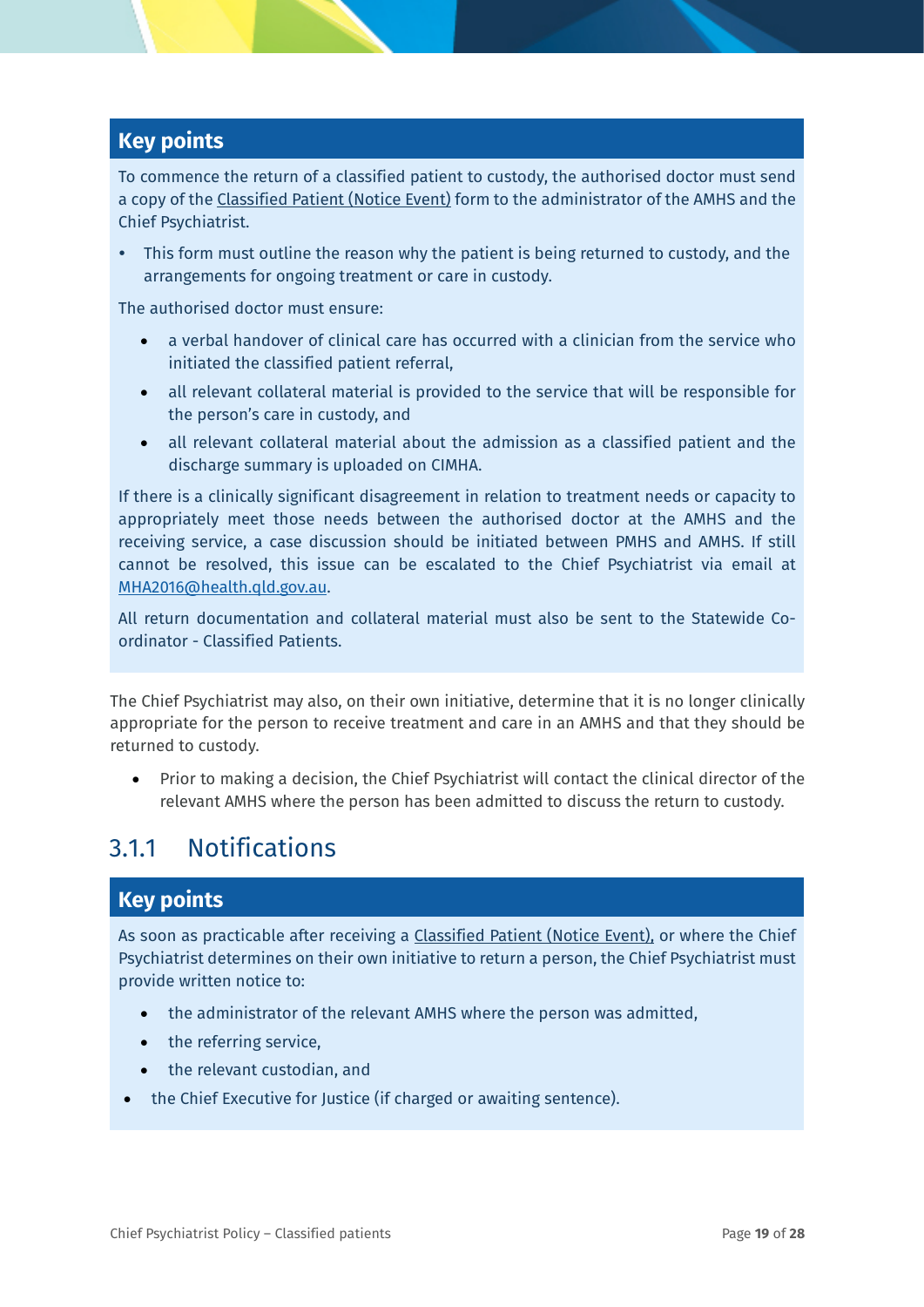**Key points**

To commence the return of a classified patient to custody, the authorised doctor must send a copy of the Classified Patient (Notice Event) form to the administrator of the AMHS and the Chief Psychiatrist.

- This form must outline the reason why the patient is being returned to custody, and the arrangements for ongoing treatment or care in custody.

The authorised doctor must ensure:

- a verbal handover of clinical care has occurred with a clinician from the service who initiated the classified patient referral,
- all relevant collateral material is provided to the service that will be responsible for the person's care in custody, and
- all relevant collateral material about the admission as a classified patient and the discharge summary is uploaded on CIMHA.

If there is a clinically significant disagreement in relation to treatment needs or capacity to appropriately meet those needs between the authorised doctor at the AMHS and the receiving service, a case discussion should be initiated between PMHS and AMHS. If still cannot be resolved, this issue can be escalated to the Chief Psychiatrist via email at MHA2016@health.qld.gov.au.

All return documentation and collateral material must also be sent to the Statewide Co-ordinator - Classified Patients.

The Chief Psychiatrist may also, on their own initiative, determine that it is no longer clinically appropriate for the person to receive treatment and care in an AMHS and that they should be returned to custody.

- Prior to making a decision, the Chief Psychiatrist will contact the clinical director of the relevant AMHS where the person has been admitted to discuss the return to custody.

### 3.1.1 Notifications

**Key points**

As soon as practicable after receiving a Classified Patient (Notice Event), or where the Chief Psychiatrist determines on their own initiative to return a person, the Chief Psychiatrist must provide written notice to:

- the administrator of the relevant AMHS where the person was admitted,
- the referring service,
- the relevant custodian, and
- the Chief Executive for Justice (if charged or awaiting sentence).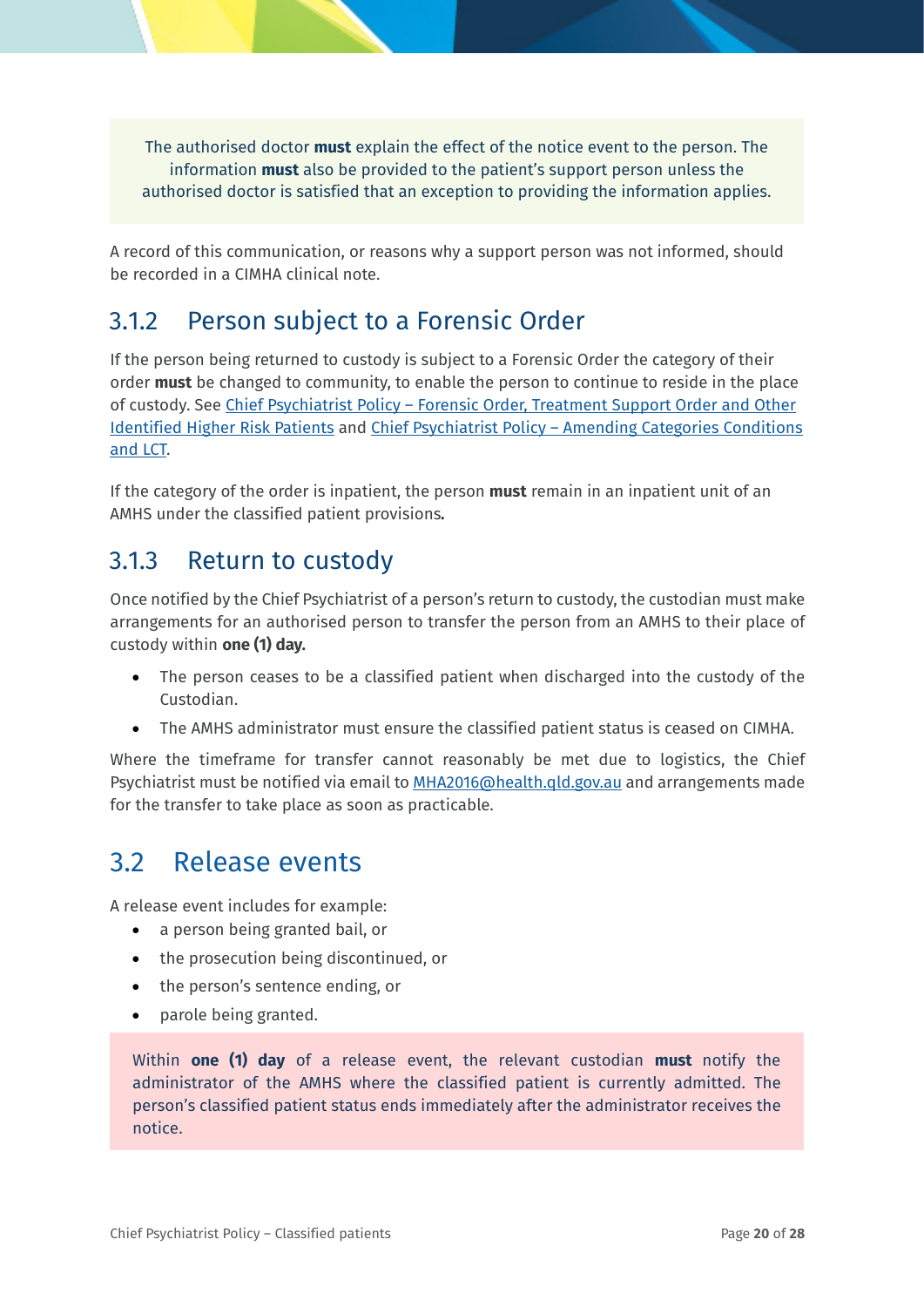The authorised doctor **must** explain the effect of the notice event to the person. The information **must** also be provided to the patient's support person unless the authorised doctor is satisfied that an exception to providing the information applies.

A record of this communication, or reasons why a support person was not informed, should be recorded in a CIMHA clinical note.

### 3.1.2 Person subject to a Forensic Order

If the person being returned to custody is subject to a Forensic Order the category of their order **must** be changed to community, to enable the person to continue to reside in the place of custody. See Chief Psychiatrist Policy – Forensic Order, Treatment Support Order and Other Identified Higher Risk Patients and Chief Psychiatrist Policy – Amending Categories Conditions and LCT.

If the category of the order is inpatient, the person **must** remain in an inpatient unit of an AMHS under the classified patient provisions**.**

### 3.1.3 Return to custody

Once notified by the Chief Psychiatrist of a person's return to custody, the custodian must make arrangements for an authorised person to transfer the person from an AMHS to their place of custody within **one (1) day.**

- The person ceases to be a classified patient when discharged into the custody of the Custodian.
- The AMHS administrator must ensure the classified patient status is ceased on CIMHA.

Where the timeframe for transfer cannot reasonably be met due to logistics, the Chief Psychiatrist must be notified via email to MHA2016@health.qld.gov.au and arrangements made for the transfer to take place as soon as practicable.

## 3.2 Release events

A release event includes for example:

- a person being granted bail, or
- the prosecution being discontinued, or
- the person's sentence ending, or
- parole being granted.

Within **one (1) day** of a release event, the relevant custodian **must** notify the administrator of the AMHS where the classified patient is currently admitted. The person's classified patient status ends immediately after the administrator receives the notice.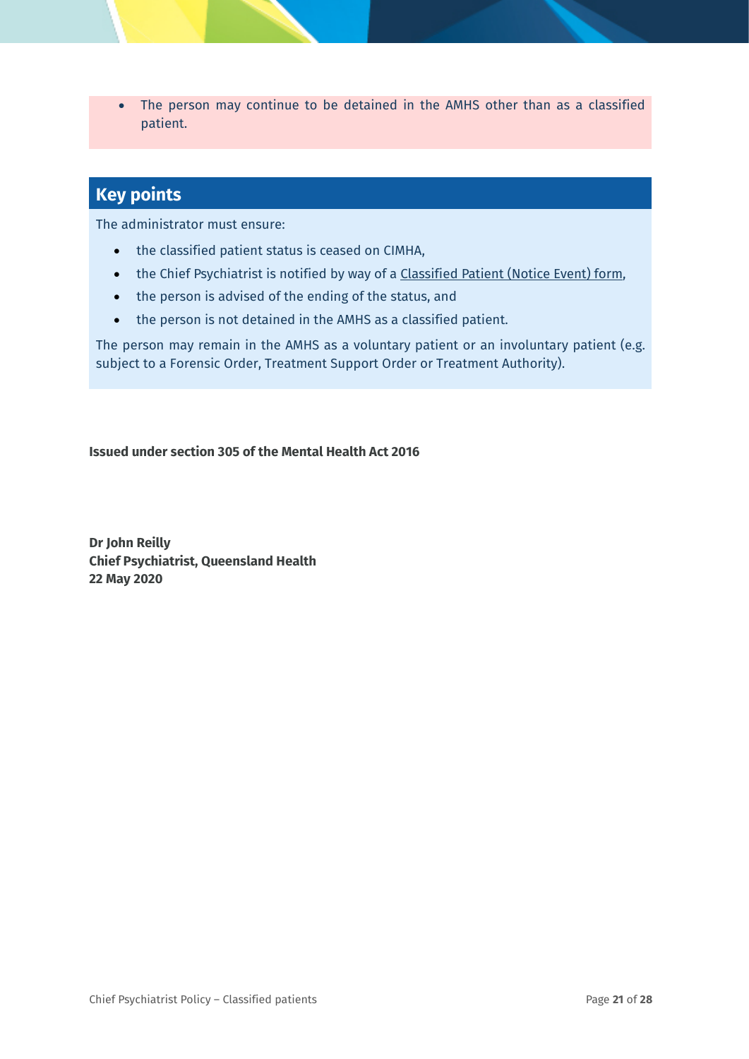- The person may continue to be detained in the AMHS other than as a classified patient.

## Key points

The administrator must ensure:

- the classified patient status is ceased on CIMHA,
- the Chief Psychiatrist is notified by way of a Classified Patient (Notice Event) form,
- the person is advised of the ending of the status, and
- the person is not detained in the AMHS as a classified patient.

The person may remain in the AMHS as a voluntary patient or an involuntary patient (e.g. subject to a Forensic Order, Treatment Support Order or Treatment Authority).

**Issued under section 305 of the Mental Health Act 2016**

**Dr John Reilly**
**Chief Psychiatrist, Queensland Health**
**22 May 2020**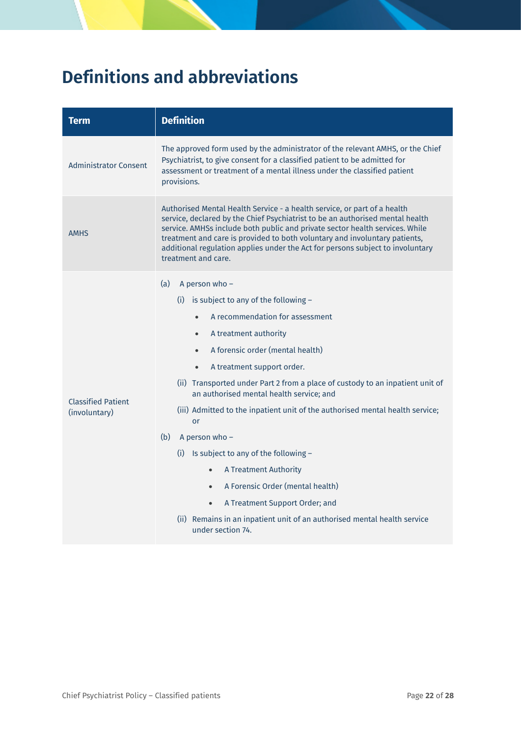# Definitions and abbreviations

| Term | Definition |
|---|---|
| Administrator Consent | The approved form used by the administrator of the relevant AMHS, or the Chief Psychiatrist, to give consent for a classified patient to be admitted for assessment or treatment of a mental illness under the classified patient provisions. |
| AMHS | Authorised Mental Health Service - a health service, or part of a health service, declared by the Chief Psychiatrist to be an authorised mental health service. AMHSs include both public and private sector health services. While treatment and care is provided to both voluntary and involuntary patients, additional regulation applies under the Act for persons subject to involuntary treatment and care. |
| Classified Patient (involuntary) | (a) A person who – <br>(i) is subject to any of the following – <br>• A recommendation for assessment <br>• A treatment authority <br>• A forensic order (mental health) <br>• A treatment support order. <br>(ii) Transported under Part 2 from a place of custody to an inpatient unit of an authorised mental health service; and <br>(iii) Admitted to the inpatient unit of the authorised mental health service; or <br>(b) A person who – <br>(i) Is subject to any of the following – <br>• A Treatment Authority <br>• A Forensic Order (mental health) <br>• A Treatment Support Order; and <br>(ii) Remains in an inpatient unit of an authorised mental health service under section 74. |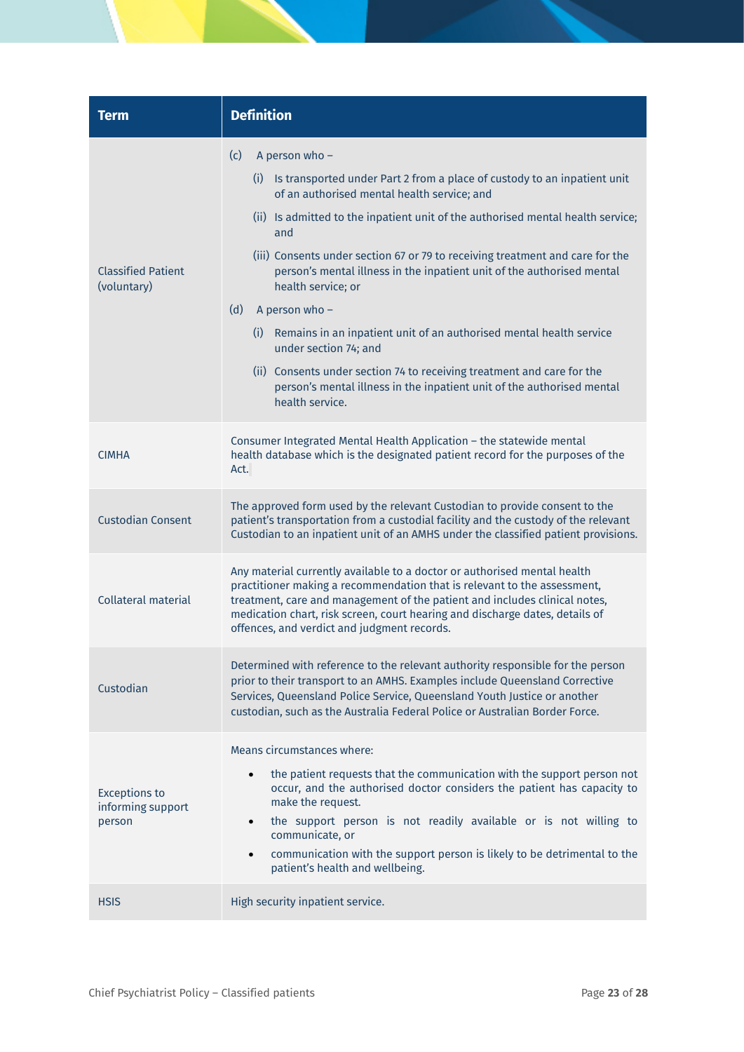| Term | Definition |
| --- | --- |
| Classified Patient (voluntary) | (c) A person who – (i) Is transported under Part 2 from a place of custody to an inpatient unit of an authorised mental health service; and (ii) Is admitted to the inpatient unit of the authorised mental health service; and (iii) Consents under section 67 or 79 to receiving treatment and care for the person's mental illness in the inpatient unit of the authorised mental health service; or (d) A person who – (i) Remains in an inpatient unit of an authorised mental health service under section 74; and (ii) Consents under section 74 to receiving treatment and care for the person's mental illness in the inpatient unit of the authorised mental health service. |
| CIMHA | Consumer Integrated Mental Health Application – the statewide mental health database which is the designated patient record for the purposes of the Act. |
| Custodian Consent | The approved form used by the relevant Custodian to provide consent to the patient's transportation from a custodial facility and the custody of the relevant Custodian to an inpatient unit of an AMHS under the classified patient provisions. |
| Collateral material | Any material currently available to a doctor or authorised mental health practitioner making a recommendation that is relevant to the assessment, treatment, care and management of the patient and includes clinical notes, medication chart, risk screen, court hearing and discharge dates, details of offences, and verdict and judgment records. |
| Custodian | Determined with reference to the relevant authority responsible for the person prior to their transport to an AMHS. Examples include Queensland Corrective Services, Queensland Police Service, Queensland Youth Justice or another custodian, such as the Australia Federal Police or Australian Border Force. |
| Exceptions to informing support person | Means circumstances where: <br>• the patient requests that the communication with the support person not occur, and the authorised doctor considers the patient has capacity to make the request. <br>• the support person is not readily available or is not willing to communicate, or <br>• communication with the support person is likely to be detrimental to the patient's health and wellbeing. |
| HSIS | High security inpatient service. |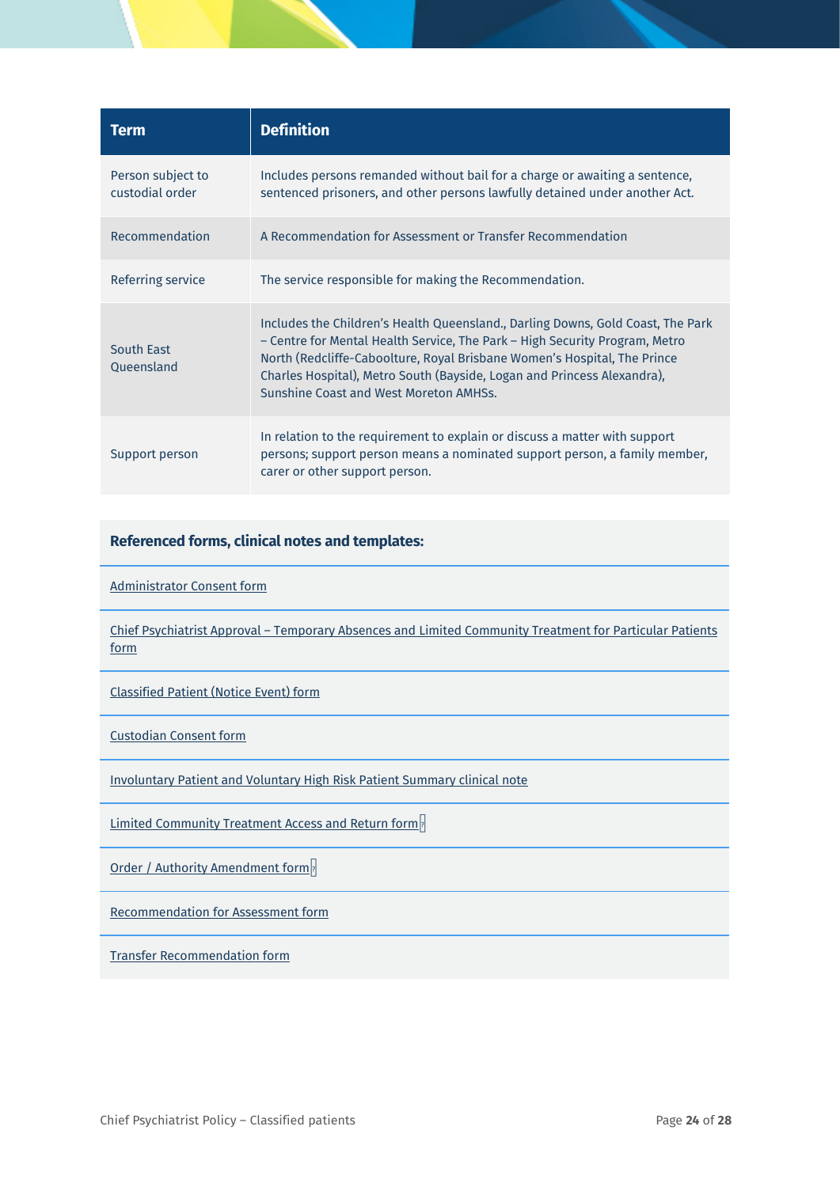| Term | Definition |
|---|---|
| Person subject to custodial order | Includes persons remanded without bail for a charge or awaiting a sentence, sentenced prisoners, and other persons lawfully detained under another Act. |
| Recommendation | A Recommendation for Assessment or Transfer Recommendation |
| Referring service | The service responsible for making the Recommendation. |
| South East Queensland | Includes the Children's Health Queensland., Darling Downs, Gold Coast, The Park – Centre for Mental Health Service, The Park – High Security Program, Metro North (Redcliffe-Caboolture, Royal Brisbane Women's Hospital, The Prince Charles Hospital), Metro South (Bayside, Logan and Princess Alexandra), Sunshine Coast and West Moreton AMHSs. |
| Support person | In relation to the requirement to explain or discuss a matter with support persons; support person means a nominated support person, a family member, carer or other support person. |

**Referenced forms, clinical notes and templates:**

Administrator Consent form

Chief Psychiatrist Approval – Temporary Absences and Limited Community Treatment for Particular Patients form

Classified Patient (Notice Event) form

Custodian Consent form

Involuntary Patient and Voluntary High Risk Patient Summary clinical note

Limited Community Treatment Access and Return form

Order / Authority Amendment form

Recommendation for Assessment form

Transfer Recommendation form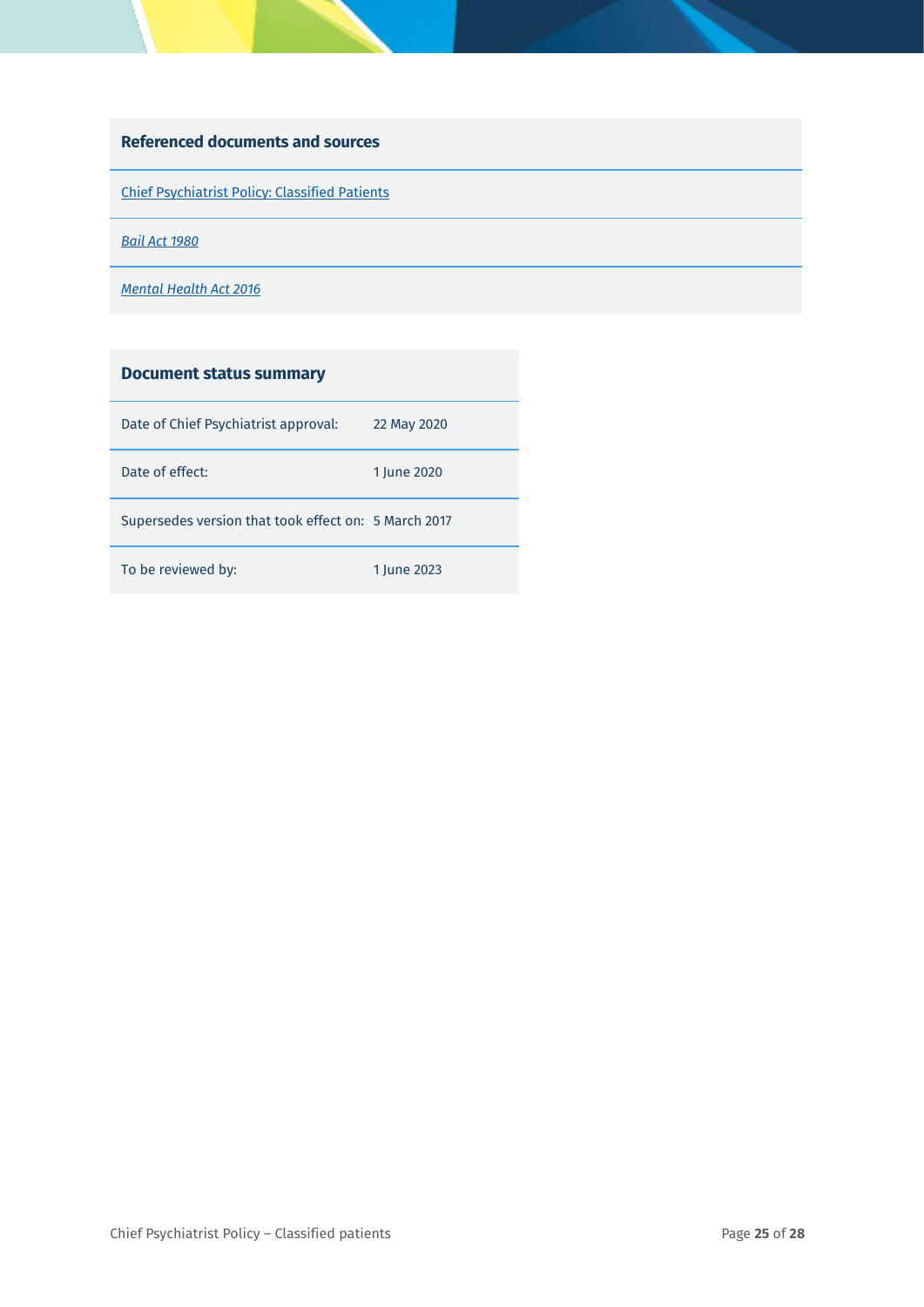| Referenced documents and sources |
|---|
| Chief Psychiatrist Policy: Classified Patients |
| *Bail Act 1980* |
| *Mental Health Act 2016* |

| Document status summary | |
|---|---|
| Date of Chief Psychiatrist approval: | 22 May 2020 |
| Date of effect: | 1 June 2020 |
| Supersedes version that took effect on: | 5 March 2017 |
| To be reviewed by: | 1 June 2023 |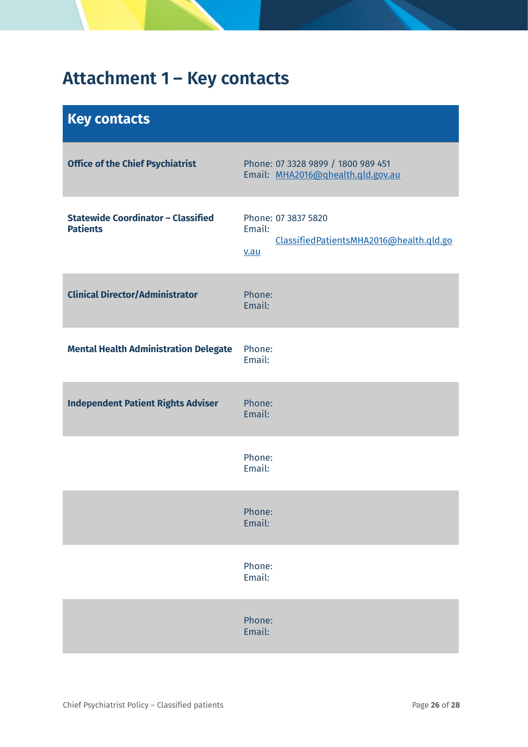# Attachment 1 – Key contacts

| Key contacts | |
|---|---|
| **Office of the Chief Psychiatrist** | Phone: 07 3328 9899 / 1800 989 451<br>Email: MHA2016@qhealth.qld.gov.au |
| **Statewide Coordinator – Classified Patients** | Phone: 07 3837 5820<br>Email: ClassifiedPatientsMHA2016@health.qld.gov.au |
| **Clinical Director/Administrator** | Phone:<br>Email: |
| **Mental Health Administration Delegate** | Phone:<br>Email: |
| **Independent Patient Rights Adviser** | Phone:<br>Email: |
| | Phone:<br>Email: |
| | Phone:<br>Email: |
| | Phone:<br>Email: |
| | Phone:<br>Email: |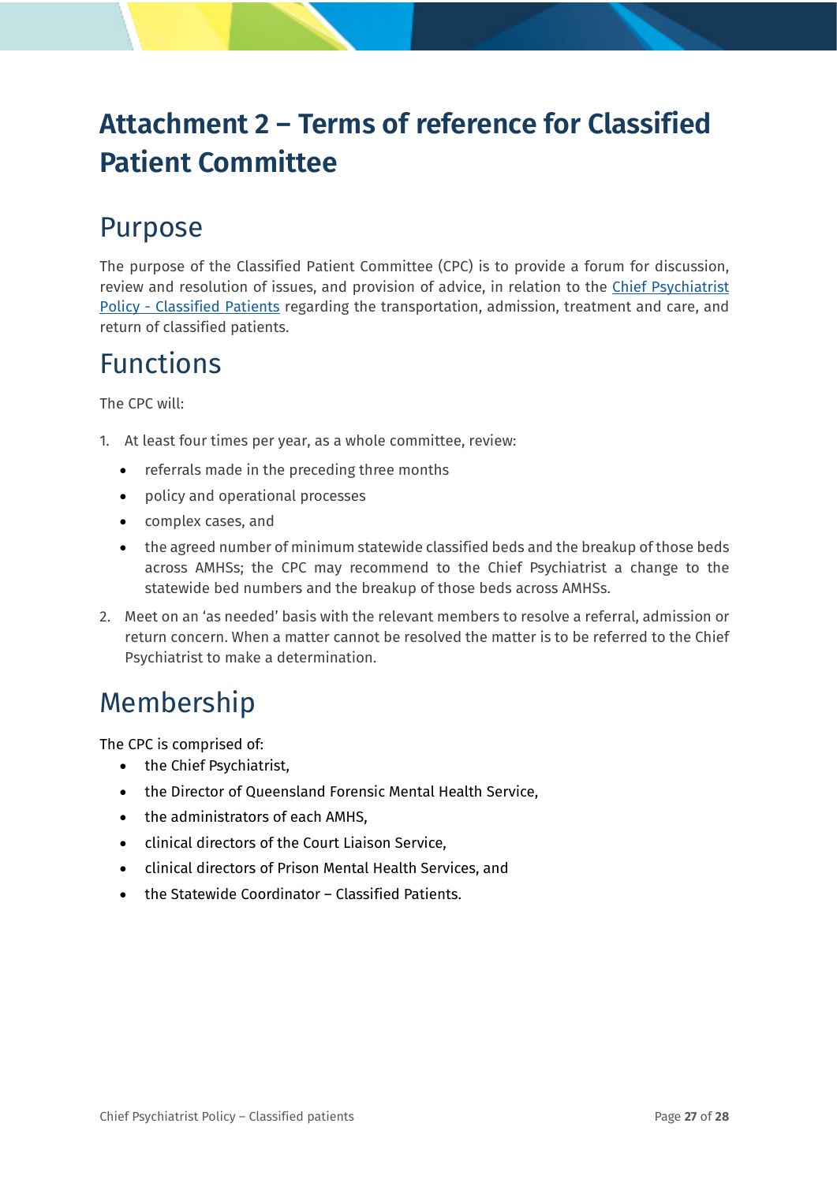# Attachment 2 – Terms of reference for Classified Patient Committee

## Purpose

The purpose of the Classified Patient Committee (CPC) is to provide a forum for discussion, review and resolution of issues, and provision of advice, in relation to the Chief Psychiatrist Policy - Classified Patients regarding the transportation, admission, treatment and care, and return of classified patients.

## Functions

The CPC will:

1. At least four times per year, as a whole committee, review:
   - referrals made in the preceding three months
   - policy and operational processes
   - complex cases, and
   - the agreed number of minimum statewide classified beds and the breakup of those beds across AMHSs; the CPC may recommend to the Chief Psychiatrist a change to the statewide bed numbers and the breakup of those beds across AMHSs.
2. Meet on an 'as needed' basis with the relevant members to resolve a referral, admission or return concern. When a matter cannot be resolved the matter is to be referred to the Chief Psychiatrist to make a determination.

## Membership

The CPC is comprised of:

- the Chief Psychiatrist,
- the Director of Queensland Forensic Mental Health Service,
- the administrators of each AMHS,
- clinical directors of the Court Liaison Service,
- clinical directors of Prison Mental Health Services, and
- the Statewide Coordinator – Classified Patients.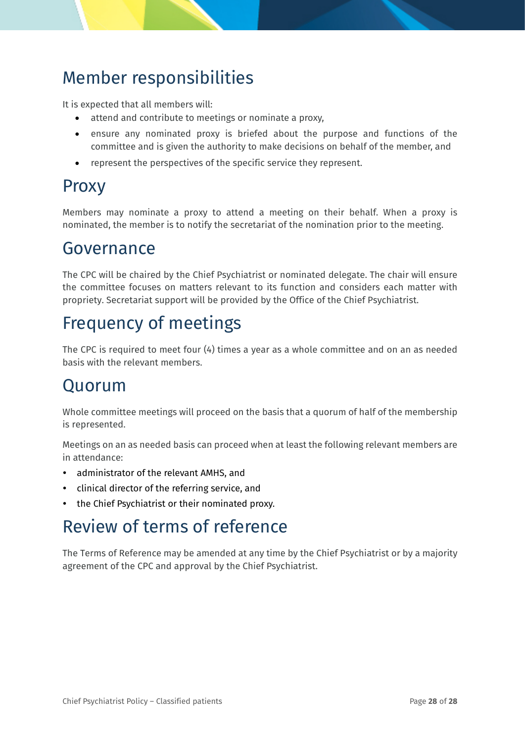## Member responsibilities

It is expected that all members will:

- attend and contribute to meetings or nominate a proxy,
- ensure any nominated proxy is briefed about the purpose and functions of the committee and is given the authority to make decisions on behalf of the member, and
- represent the perspectives of the specific service they represent.

## Proxy

Members may nominate a proxy to attend a meeting on their behalf. When a proxy is nominated, the member is to notify the secretariat of the nomination prior to the meeting.

## Governance

The CPC will be chaired by the Chief Psychiatrist or nominated delegate. The chair will ensure the committee focuses on matters relevant to its function and considers each matter with propriety. Secretariat support will be provided by the Office of the Chief Psychiatrist.

## Frequency of meetings

The CPC is required to meet four (4) times a year as a whole committee and on an as needed basis with the relevant members.

## Quorum

Whole committee meetings will proceed on the basis that a quorum of half of the membership is represented.

Meetings on an as needed basis can proceed when at least the following relevant members are in attendance:

- administrator of the relevant AMHS, and
- clinical director of the referring service, and
- the Chief Psychiatrist or their nominated proxy.

## Review of terms of reference

The Terms of Reference may be amended at any time by the Chief Psychiatrist or by a majority agreement of the CPC and approval by the Chief Psychiatrist.